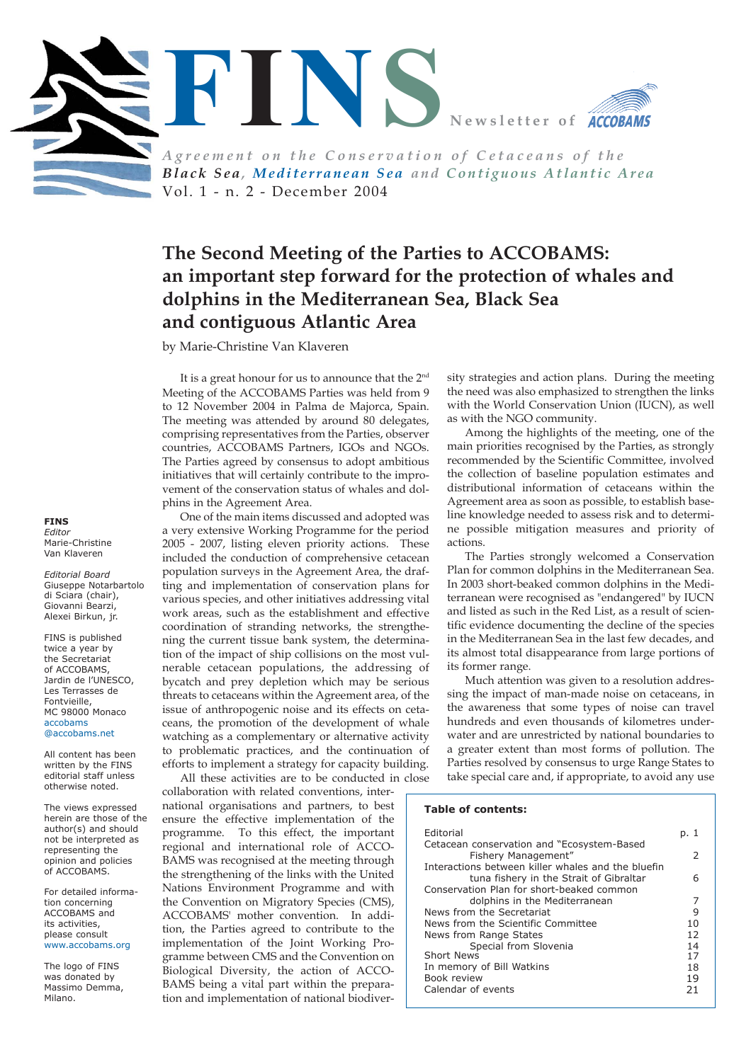# FINS

Newsletter of ACCOBAMS

*Agreement on the Conservation of Cetaceans of the* ***Black Sea***, ***Mediterranean Sea*** *and* ***Contiguous Atlantic Area***

Vol. 1 - n. 2 - December 2004

## The Second Meeting of the Parties to ACCOBAMS: an important step forward for the protection of whales and dolphins in the Mediterranean Sea, Black Sea and contiguous Atlantic Area

by Marie-Christine Van Klaveren

It is a great honour for us to announce that the 2nd Meeting of the ACCOBAMS Parties was held from 9 to 12 November 2004 in Palma de Majorca, Spain. The meeting was attended by around 80 delegates, comprising representatives from the Parties, observer countries, ACCOBAMS Partners, IGOs and NGOs. The Parties agreed by consensus to adopt ambitious initiatives that will certainly contribute to the improvement of the conservation status of whales and dolphins in the Agreement Area.

One of the main items discussed and adopted was a very extensive Working Programme for the period 2005 - 2007, listing eleven priority actions. These included the conduction of comprehensive cetacean population surveys in the Agreement Area, the drafting and implementation of conservation plans for various species, and other initiatives addressing vital work areas, such as the establishment and effective coordination of stranding networks, the strengthening the current tissue bank system, the determination of the impact of ship collisions on the most vulnerable cetacean populations, the addressing of bycatch and prey depletion which may be serious threats to cetaceans within the Agreement area, of the issue of anthropogenic noise and its effects on cetaceans, the promotion of the development of whale watching as a complementary or alternative activity to problematic practices, and the continuation of efforts to implement a strategy for capacity building.

All these activities are to be conducted in close collaboration with related conventions, international organisations and partners, to best ensure the effective implementation of the programme. To this effect, the important regional and international role of ACCOBAMS was recognised at the meeting through the strengthening of the links with the United Nations Environment Programme and with the Convention on Migratory Species (CMS), ACCOBAMS' mother convention. In addition, the Parties agreed to contribute to the implementation of the Joint Working Programme between CMS and the Convention on Biological Diversity, the action of ACCOBAMS being a vital part within the preparation and implementation of national biodiversity strategies and action plans. During the meeting the need was also emphasized to strengthen the links with the World Conservation Union (IUCN), as well as with the NGO community.

Among the highlights of the meeting, one of the main priorities recognised by the Parties, as strongly recommended by the Scientific Committee, involved the collection of baseline population estimates and distributional information of cetaceans within the Agreement area as soon as possible, to establish baseline knowledge needed to assess risk and to determine possible mitigation measures and priority of actions.

The Parties strongly welcomed a Conservation Plan for common dolphins in the Mediterranean Sea. In 2003 short-beaked common dolphins in the Mediterranean were recognised as "endangered" by IUCN and listed as such in the Red List, as a result of scientific evidence documenting the decline of the species in the Mediterranean Sea in the last few decades, and its almost total disappearance from large portions of its former range.

Much attention was given to a resolution addressing the impact of man-made noise on cetaceans, in the awareness that some types of noise can travel hundreds and even thousands of kilometres underwater and are unrestricted by national boundaries to a greater extent than most forms of pollution. The Parties resolved by consensus to urge Range States to take special care and, if appropriate, to avoid any use

**Table of contents:**

| | |
|---|---|
| Editorial | p. 1 |
| Cetacean conservation and "Ecosystem-Based Fishery Management" | 2 |
| Interactions between killer whales and the bluefin tuna fishery in the Strait of Gibraltar | 6 |
| Conservation Plan for short-beaked common dolphins in the Mediterranean | 7 |
| News from the Secretariat | 9 |
| News from the Scientific Committee | 10 |
| News from Range States | 12 |
| Special from Slovenia | 14 |
| Short News | 17 |
| In memory of Bill Watkins | 18 |
| Book review | 19 |
| Calendar of events | 21 |

**FINS**
*Editor*
Marie-Christine Van Klaveren

*Editorial Board*
Giuseppe Notarbartolo di Sciara (chair), Giovanni Bearzi, Alexei Birkun, jr.

FINS is published twice a year by the Secretariat of ACCOBAMS, Jardin de l'UNESCO, Les Terrasses de Fontvieille, MC 98000 Monaco
accobams@accobams.net

All content has been written by the FINS editorial staff unless otherwise noted.

The views expressed herein are those of the author(s) and should not be interpreted as representing the opinion and policies of ACCOBAMS.

For detailed information concerning ACCOBAMS and its activities, please consult www.accobams.org

The logo of FINS was donated by Massimo Demma, Milano.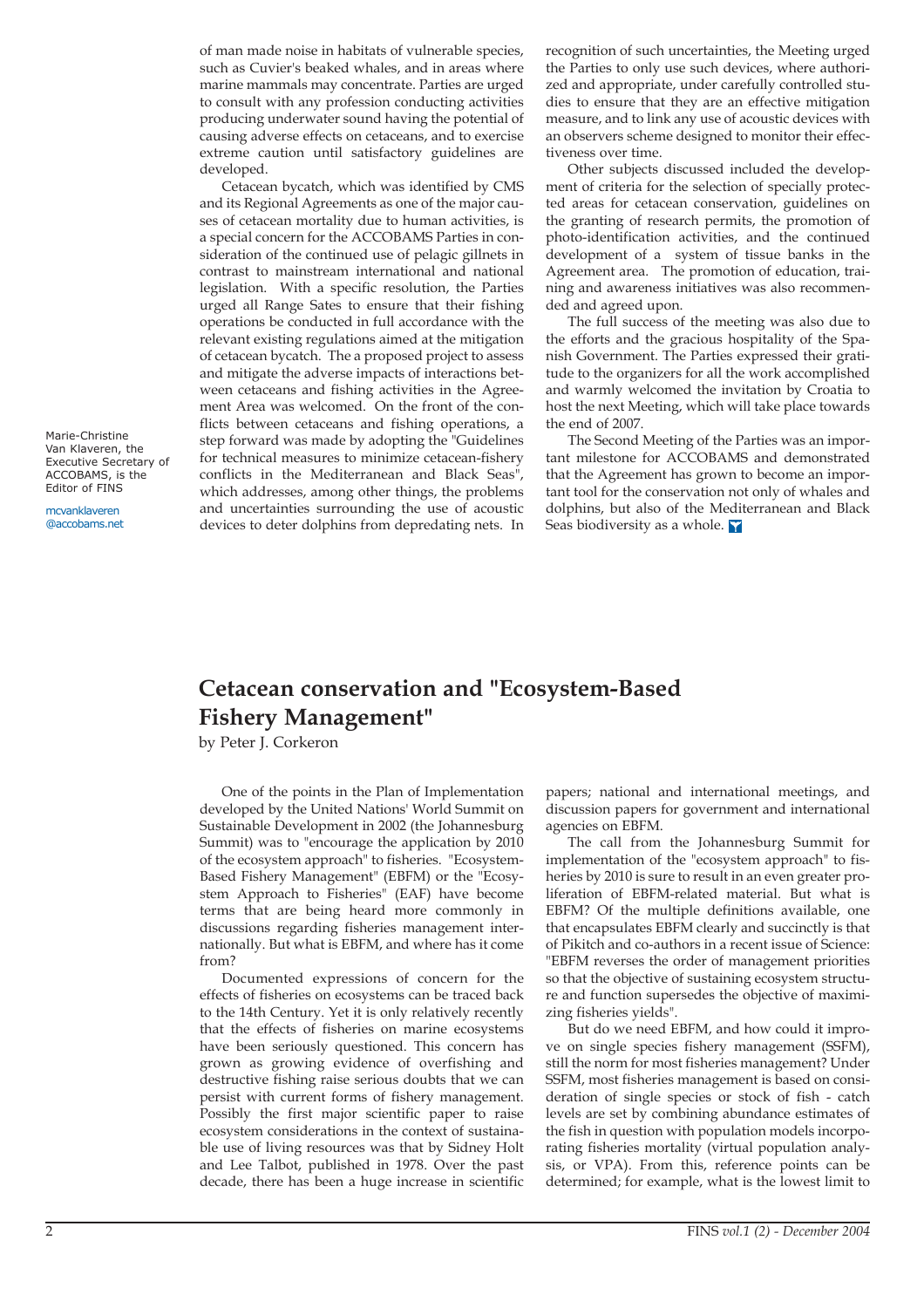of man made noise in habitats of vulnerable species, such as Cuvier's beaked whales, and in areas where marine mammals may concentrate. Parties are urged to consult with any profession conducting activities producing underwater sound having the potential of causing adverse effects on cetaceans, and to exercise extreme caution until satisfactory guidelines are developed.

Cetacean bycatch, which was identified by CMS and its Regional Agreements as one of the major causes of cetacean mortality due to human activities, is a special concern for the ACCOBAMS Parties in consideration of the continued use of pelagic gillnets in contrast to mainstream international and national legislation. With a specific resolution, the Parties urged all Range Sates to ensure that their fishing operations be conducted in full accordance with the relevant existing regulations aimed at the mitigation of cetacean bycatch. The a proposed project to assess and mitigate the adverse impacts of interactions between cetaceans and fishing activities in the Agreement Area was welcomed. On the front of the conflicts between cetaceans and fishing operations, a step forward was made by adopting the "Guidelines for technical measures to minimize cetacean-fishery conflicts in the Mediterranean and Black Seas", which addresses, among other things, the problems and uncertainties surrounding the use of acoustic devices to deter dolphins from depredating nets. In recognition of such uncertainties, the Meeting urged the Parties to only use such devices, where authorized and appropriate, under carefully controlled studies to ensure that they are an effective mitigation measure, and to link any use of acoustic devices with an observers scheme designed to monitor their effectiveness over time.

Other subjects discussed included the development of criteria for the selection of specially protected areas for cetacean conservation, guidelines on the granting of research permits, the promotion of photo-identification activities, and the continued development of a system of tissue banks in the Agreement area. The promotion of education, training and awareness initiatives was also recommended and agreed upon.

The full success of the meeting was also due to the efforts and the gracious hospitality of the Spanish Government. The Parties expressed their gratitude to the organizers for all the work accomplished and warmly welcomed the invitation by Croatia to host the next Meeting, which will take place towards the end of 2007.

The Second Meeting of the Parties was an important milestone for ACCOBAMS and demonstrated that the Agreement has grown to become an important tool for the conservation not only of whales and dolphins, but also of the Mediterranean and Black Seas biodiversity as a whole.

Marie-Christine Van Klaveren, the Executive Secretary of ACCOBAMS, is the Editor of FINS

mcvanklaveren@accobams.net

# Cetacean conservation and "Ecosystem-Based Fishery Management"

by Peter J. Corkeron

One of the points in the Plan of Implementation developed by the United Nations' World Summit on Sustainable Development in 2002 (the Johannesburg Summit) was to "encourage the application by 2010 of the ecosystem approach" to fisheries. "Ecosystem-Based Fishery Management" (EBFM) or the "Ecosystem Approach to Fisheries" (EAF) have become terms that are being heard more commonly in discussions regarding fisheries management internationally. But what is EBFM, and where has it come from?

Documented expressions of concern for the effects of fisheries on ecosystems can be traced back to the 14th Century. Yet it is only relatively recently that the effects of fisheries on marine ecosystems have been seriously questioned. This concern has grown as growing evidence of overfishing and destructive fishing raise serious doubts that we can persist with current forms of fishery management. Possibly the first major scientific paper to raise ecosystem considerations in the context of sustainable use of living resources was that by Sidney Holt and Lee Talbot, published in 1978. Over the past decade, there has been a huge increase in scientific papers; national and international meetings, and discussion papers for government and international agencies on EBFM.

The call from the Johannesburg Summit for implementation of the "ecosystem approach" to fisheries by 2010 is sure to result in an even greater proliferation of EBFM-related material. But what is EBFM? Of the multiple definitions available, one that encapsulates EBFM clearly and succinctly is that of Pikitch and co-authors in a recent issue of Science: "EBFM reverses the order of management priorities so that the objective of sustaining ecosystem structure and function supersedes the objective of maximizing fisheries yields".

But do we need EBFM, and how could it improve on single species fishery management (SSFM), still the norm for most fisheries management? Under SSFM, most fisheries management is based on consideration of single species or stock of fish - catch levels are set by combining abundance estimates of the fish in question with population models incorporating fisheries mortality (virtual population analysis, or VPA). From this, reference points can be determined; for example, what is the lowest limit to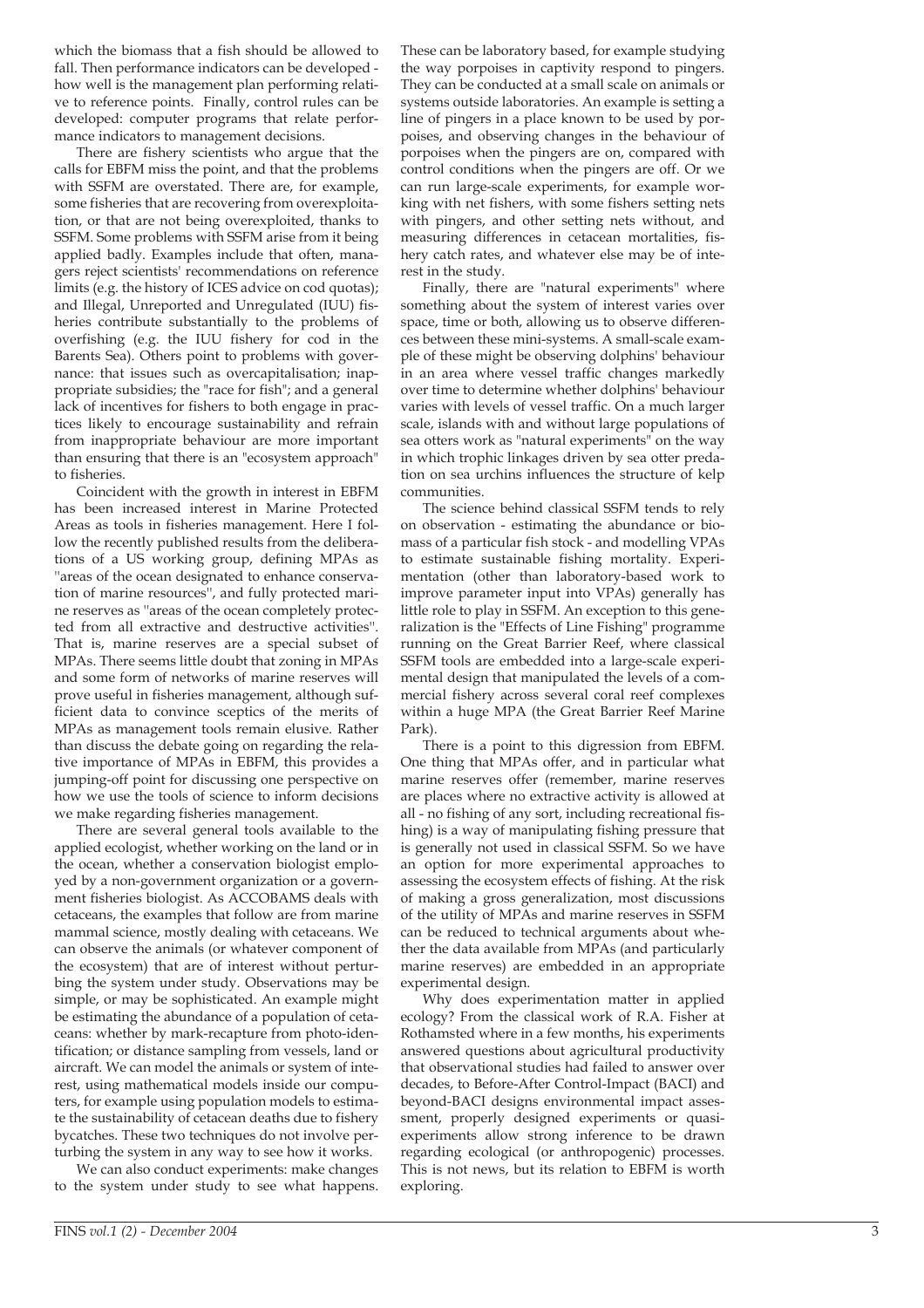which the biomass that a fish should be allowed to fall. Then performance indicators can be developed - how well is the management plan performing relative to reference points. Finally, control rules can be developed: computer programs that relate performance indicators to management decisions.

There are fishery scientists who argue that the calls for EBFM miss the point, and that the problems with SSFM are overstated. There are, for example, some fisheries that are recovering from overexploitation, or that are not being overexploited, thanks to SSFM. Some problems with SSFM arise from it being applied badly. Examples include that often, managers reject scientists' recommendations on reference limits (e.g. the history of ICES advice on cod quotas); and Illegal, Unreported and Unregulated (IUU) fisheries contribute substantially to the problems of overfishing (e.g. the IUU fishery for cod in the Barents Sea). Others point to problems with governance: that issues such as overcapitalisation; inappropriate subsidies; the "race for fish"; and a general lack of incentives for fishers to both engage in practices likely to encourage sustainability and refrain from inappropriate behaviour are more important than ensuring that there is an "ecosystem approach" to fisheries.

Coincident with the growth in interest in EBFM has been increased interest in Marine Protected Areas as tools in fisheries management. Here I follow the recently published results from the deliberations of a US working group, defining MPAs as "areas of the ocean designated to enhance conservation of marine resources", and fully protected marine reserves as "areas of the ocean completely protected from all extractive and destructive activities". That is, marine reserves are a special subset of MPAs. There seems little doubt that zoning in MPAs and some form of networks of marine reserves will prove useful in fisheries management, although sufficient data to convince sceptics of the merits of MPAs as management tools remain elusive. Rather than discuss the debate going on regarding the relative importance of MPAs in EBFM, this provides a jumping-off point for discussing one perspective on how we use the tools of science to inform decisions we make regarding fisheries management.

There are several general tools available to the applied ecologist, whether working on the land or in the ocean, whether a conservation biologist employed by a non-government organization or a government fisheries biologist. As ACCOBAMS deals with cetaceans, the examples that follow are from marine mammal science, mostly dealing with cetaceans. We can observe the animals (or whatever component of the ecosystem) that are of interest without perturbing the system under study. Observations may be simple, or may be sophisticated. An example might be estimating the abundance of a population of cetaceans: whether by mark-recapture from photo-identification; or distance sampling from vessels, land or aircraft. We can model the animals or system of interest, using mathematical models inside our computers, for example using population models to estimate the sustainability of cetacean deaths due to fishery bycatches. These two techniques do not involve perturbing the system in any way to see how it works.

We can also conduct experiments: make changes to the system under study to see what happens. These can be laboratory based, for example studying the way porpoises in captivity respond to pingers. They can be conducted at a small scale on animals or systems outside laboratories. An example is setting a line of pingers in a place known to be used by porpoises, and observing changes in the behaviour of porpoises when the pingers are on, compared with control conditions when the pingers are off. Or we can run large-scale experiments, for example working with net fishers, with some fishers setting nets with pingers, and other setting nets without, and measuring differences in cetacean mortalities, fishery catch rates, and whatever else may be of interest in the study.

Finally, there are "natural experiments" where something about the system of interest varies over space, time or both, allowing us to observe differences between these mini-systems. A small-scale example of these might be observing dolphins' behaviour in an area where vessel traffic changes markedly over time to determine whether dolphins' behaviour varies with levels of vessel traffic. On a much larger scale, islands with and without large populations of sea otters work as "natural experiments" on the way in which trophic linkages driven by sea otter predation on sea urchins influences the structure of kelp communities.

The science behind classical SSFM tends to rely on observation - estimating the abundance or biomass of a particular fish stock - and modelling VPAs to estimate sustainable fishing mortality. Experimentation (other than laboratory-based work to improve parameter input into VPAs) generally has little role to play in SSFM. An exception to this generalization is the "Effects of Line Fishing" programme running on the Great Barrier Reef, where classical SSFM tools are embedded into a large-scale experimental design that manipulated the levels of a commercial fishery across several coral reef complexes within a huge MPA (the Great Barrier Reef Marine Park).

There is a point to this digression from EBFM. One thing that MPAs offer, and in particular what marine reserves offer (remember, marine reserves are places where no extractive activity is allowed at all - no fishing of any sort, including recreational fishing) is a way of manipulating fishing pressure that is generally not used in classical SSFM. So we have an option for more experimental approaches to assessing the ecosystem effects of fishing. At the risk of making a gross generalization, most discussions of the utility of MPAs and marine reserves in SSFM can be reduced to technical arguments about whether the data available from MPAs (and particularly marine reserves) are embedded in an appropriate experimental design.

Why does experimentation matter in applied ecology? From the classical work of R.A. Fisher at Rothamsted where in a few months, his experiments answered questions about agricultural productivity that observational studies had failed to answer over decades, to Before-After Control-Impact (BACI) and beyond-BACI designs environmental impact assessment, properly designed experiments or quasi-experiments allow strong inference to be drawn regarding ecological (or anthropogenic) processes. This is not news, but its relation to EBFM is worth exploring.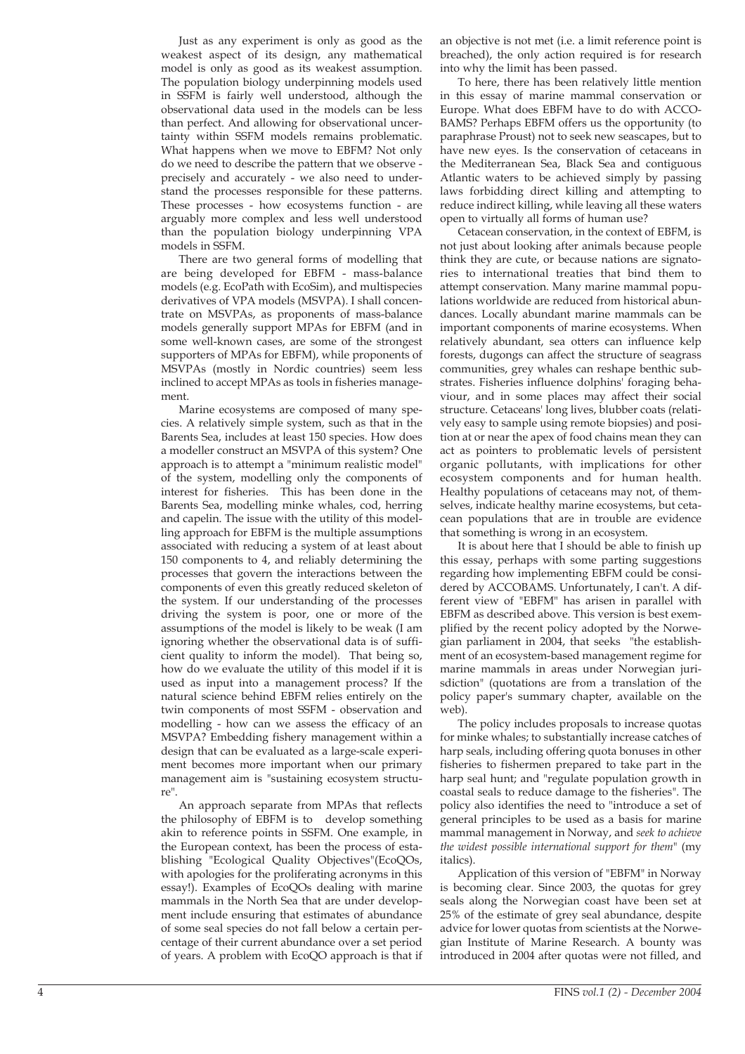Just as any experiment is only as good as the weakest aspect of its design, any mathematical model is only as good as its weakest assumption. The population biology underpinning models used in SSFM is fairly well understood, although the observational data used in the models can be less than perfect. And allowing for observational uncertainty within SSFM models remains problematic. What happens when we move to EBFM? Not only do we need to describe the pattern that we observe - precisely and accurately - we also need to understand the processes responsible for these patterns. These processes - how ecosystems function - are arguably more complex and less well understood than the population biology underpinning VPA models in SSFM.

There are two general forms of modelling that are being developed for EBFM - mass-balance models (e.g. EcoPath with EcoSim), and multispecies derivatives of VPA models (MSVPA). I shall concentrate on MSVPAs, as proponents of mass-balance models generally support MPAs for EBFM (and in some well-known cases, are some of the strongest supporters of MPAs for EBFM), while proponents of MSVPAs (mostly in Nordic countries) seem less inclined to accept MPAs as tools in fisheries management.

Marine ecosystems are composed of many species. A relatively simple system, such as that in the Barents Sea, includes at least 150 species. How does a modeller construct an MSVPA of this system? One approach is to attempt a "minimum realistic model" of the system, modelling only the components of interest for fisheries. This has been done in the Barents Sea, modelling minke whales, cod, herring and capelin. The issue with the utility of this modelling approach for EBFM is the multiple assumptions associated with reducing a system of at least about 150 components to 4, and reliably determining the processes that govern the interactions between the components of even this greatly reduced skeleton of the system. If our understanding of the processes driving the system is poor, one or more of the assumptions of the model is likely to be weak (I am ignoring whether the observational data is of sufficient quality to inform the model). That being so, how do we evaluate the utility of this model if it is used as input into a management process? If the natural science behind EBFM relies entirely on the twin components of most SSFM - observation and modelling - how can we assess the efficacy of an MSVPA? Embedding fishery management within a design that can be evaluated as a large-scale experiment becomes more important when our primary management aim is "sustaining ecosystem structure".

An approach separate from MPAs that reflects the philosophy of EBFM is to develop something akin to reference points in SSFM. One example, in the European context, has been the process of establishing "Ecological Quality Objectives"(EcoQOs, with apologies for the proliferating acronyms in this essay!). Examples of EcoQOs dealing with marine mammals in the North Sea that are under development include ensuring that estimates of abundance of some seal species do not fall below a certain percentage of their current abundance over a set period of years. A problem with EcoQO approach is that if an objective is not met (i.e. a limit reference point is breached), the only action required is for research into why the limit has been passed.

To here, there has been relatively little mention in this essay of marine mammal conservation or Europe. What does EBFM have to do with ACCOBAMS? Perhaps EBFM offers us the opportunity (to paraphrase Proust) not to seek new seascapes, but to have new eyes. Is the conservation of cetaceans in the Mediterranean Sea, Black Sea and contiguous Atlantic waters to be achieved simply by passing laws forbidding direct killing and attempting to reduce indirect killing, while leaving all these waters open to virtually all forms of human use?

Cetacean conservation, in the context of EBFM, is not just about looking after animals because people think they are cute, or because nations are signatories to international treaties that bind them to attempt conservation. Many marine mammal populations worldwide are reduced from historical abundances. Locally abundant marine mammals can be important components of marine ecosystems. When relatively abundant, sea otters can influence kelp forests, dugongs can affect the structure of seagrass communities, grey whales can reshape benthic substrates. Fisheries influence dolphins' foraging behaviour, and in some places may affect their social structure. Cetaceans' long lives, blubber coats (relatively easy to sample using remote biopsies) and position at or near the apex of food chains mean they can act as pointers to problematic levels of persistent organic pollutants, with implications for other ecosystem components and for human health. Healthy populations of cetaceans may not, of themselves, indicate healthy marine ecosystems, but cetacean populations that are in trouble are evidence that something is wrong in an ecosystem.

It is about here that I should be able to finish up this essay, perhaps with some parting suggestions regarding how implementing EBFM could be considered by ACCOBAMS. Unfortunately, I can't. A different view of "EBFM" has arisen in parallel with EBFM as described above. This version is best exemplified by the recent policy adopted by the Norwegian parliament in 2004, that seeks "the establishment of an ecosystem-based management regime for marine mammals in areas under Norwegian jurisdiction" (quotations are from a translation of the policy paper's summary chapter, available on the web).

The policy includes proposals to increase quotas for minke whales; to substantially increase catches of harp seals, including offering quota bonuses in other fisheries to fishermen prepared to take part in the harp seal hunt; and "regulate population growth in coastal seals to reduce damage to the fisheries". The policy also identifies the need to "introduce a set of general principles to be used as a basis for marine mammal management in Norway, and *seek to achieve the widest possible international support for them*" (my italics).

Application of this version of "EBFM" in Norway is becoming clear. Since 2003, the quotas for grey seals along the Norwegian coast have been set at 25% of the estimate of grey seal abundance, despite advice for lower quotas from scientists at the Norwegian Institute of Marine Research. A bounty was introduced in 2004 after quotas were not filled, and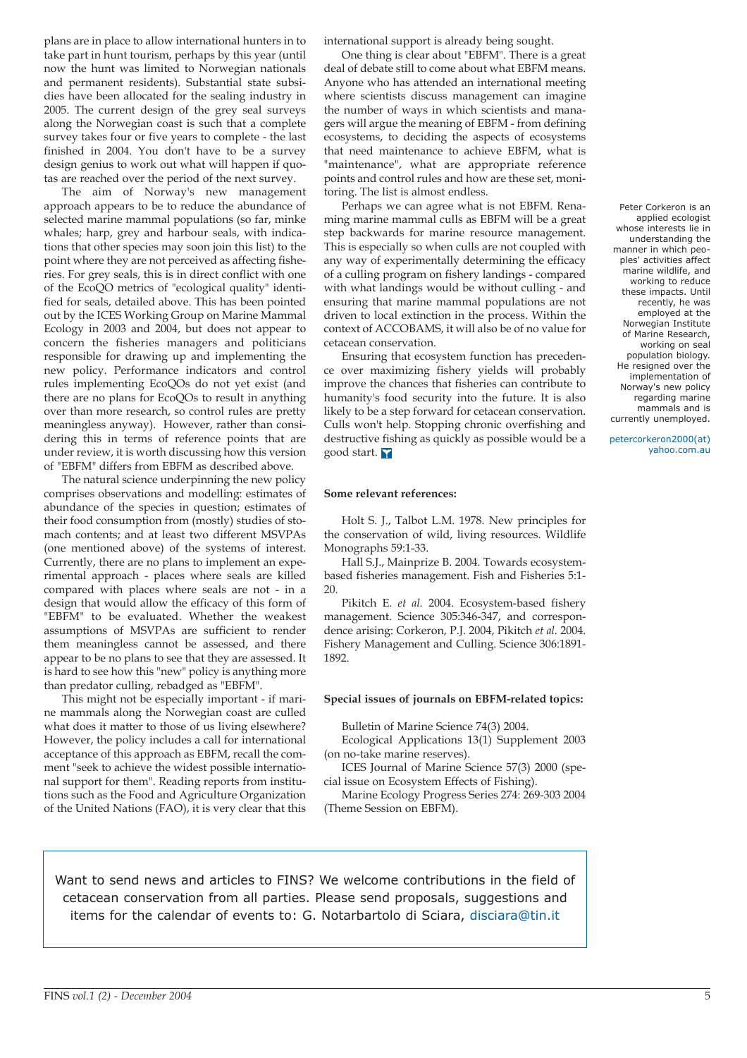plans are in place to allow international hunters in to take part in hunt tourism, perhaps by this year (until now the hunt was limited to Norwegian nationals and permanent residents). Substantial state subsidies have been allocated for the sealing industry in 2005. The current design of the grey seal surveys along the Norwegian coast is such that a complete survey takes four or five years to complete - the last finished in 2004. You don't have to be a survey design genius to work out what will happen if quotas are reached over the period of the next survey.

The aim of Norway's new management approach appears to be to reduce the abundance of selected marine mammal populations (so far, minke whales; harp, grey and harbour seals, with indications that other species may soon join this list) to the point where they are not perceived as affecting fisheries. For grey seals, this is in direct conflict with one of the EcoQO metrics of "ecological quality" identified for seals, detailed above. This has been pointed out by the ICES Working Group on Marine Mammal Ecology in 2003 and 2004, but does not appear to concern the fisheries managers and politicians responsible for drawing up and implementing the new policy. Performance indicators and control rules implementing EcoQOs do not yet exist (and there are no plans for EcoQOs to result in anything over than more research, so control rules are pretty meaningless anyway). However, rather than considering this in terms of reference points that are under review, it is worth discussing how this version of "EBFM" differs from EBFM as described above.

The natural science underpinning the new policy comprises observations and modelling: estimates of abundance of the species in question; estimates of their food consumption from (mostly) studies of stomach contents; and at least two different MSVPAs (one mentioned above) of the systems of interest. Currently, there are no plans to implement an experimental approach - places where seals are killed compared with places where seals are not - in a design that would allow the efficacy of this form of "EBFM" to be evaluated. Whether the weakest assumptions of MSVPAs are sufficient to render them meaningless cannot be assessed, and there appear to be no plans to see that they are assessed. It is hard to see how this "new" policy is anything more than predator culling, rebadged as "EBFM".

This might not be especially important - if marine mammals along the Norwegian coast are culled what does it matter to those of us living elsewhere? However, the policy includes a call for international acceptance of this approach as EBFM, recall the comment "seek to achieve the widest possible international support for them". Reading reports from institutions such as the Food and Agriculture Organization of the United Nations (FAO), it is very clear that this international support is already being sought.

One thing is clear about "EBFM". There is a great deal of debate still to come about what EBFM means. Anyone who has attended an international meeting where scientists discuss management can imagine the number of ways in which scientists and managers will argue the meaning of EBFM - from defining ecosystems, to deciding the aspects of ecosystems that need maintenance to achieve EBFM, what is "maintenance", what are appropriate reference points and control rules and how are these set, monitoring. The list is almost endless.

Perhaps we can agree what is not EBFM. Renaming marine mammal culls as EBFM will be a great step backwards for marine resource management. This is especially so when culls are not coupled with any way of experimentally determining the efficacy of a culling program on fishery landings - compared with what landings would be without culling - and ensuring that marine mammal populations are not driven to local extinction in the process. Within the context of ACCOBAMS, it will also be of no value for cetacean conservation.

Ensuring that ecosystem function has precedence over maximizing fishery yields will probably improve the chances that fisheries can contribute to humanity's food security into the future. It is also likely to be a step forward for cetacean conservation. Culls won't help. Stopping chronic overfishing and destructive fishing as quickly as possible would be a good start.

Peter Corkeron is an applied ecologist whose interests lie in understanding the manner in which peoples' activities affect marine wildlife, and working to reduce these impacts. Until recently, he was employed at the Norwegian Institute of Marine Research, working on seal population biology. He resigned over the implementation of Norway's new policy regarding marine mammals and is currently unemployed.

petercorkeron2000(at) yahoo.com.au

**Some relevant references:**

Holt S. J., Talbot L.M. 1978. New principles for the conservation of wild, living resources. Wildlife Monographs 59:1-33.

Hall S.J., Mainprize B. 2004. Towards ecosystem-based fisheries management. Fish and Fisheries 5:1-20.

Pikitch E. *et al.* 2004. Ecosystem-based fishery management. Science 305:346-347, and correspondence arising: Corkeron, P.J. 2004, Pikitch *et al.* 2004. Fishery Management and Culling. Science 306:1891-1892.

**Special issues of journals on EBFM-related topics:**

Bulletin of Marine Science 74(3) 2004.

Ecological Applications 13(1) Supplement 2003 (on no-take marine reserves).

ICES Journal of Marine Science 57(3) 2000 (special issue on Ecosystem Effects of Fishing).

Marine Ecology Progress Series 274: 269-303 2004 (Theme Session on EBFM).

Want to send news and articles to FINS? We welcome contributions in the field of cetacean conservation from all parties. Please send proposals, suggestions and items for the calendar of events to: G. Notarbartolo di Sciara, disciara@tin.it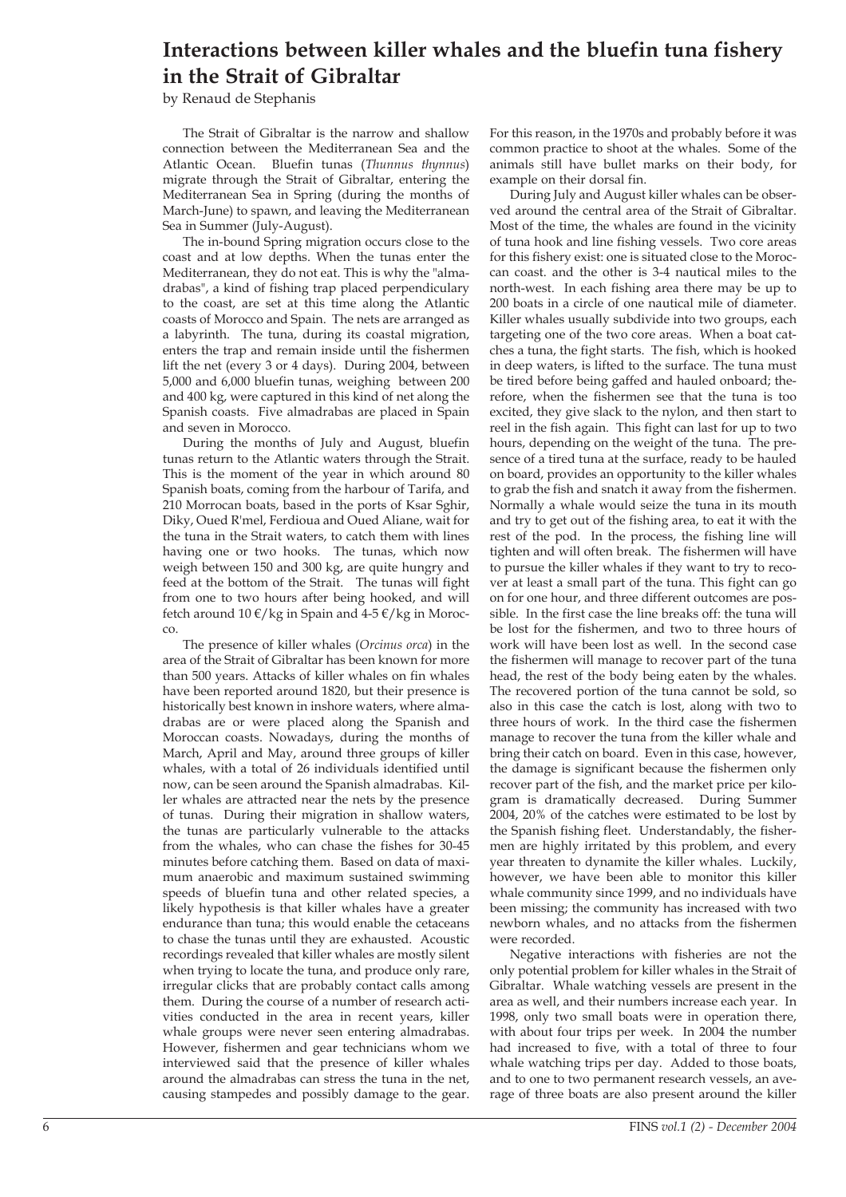# Interactions between killer whales and the bluefin tuna fishery in the Strait of Gibraltar

by Renaud de Stephanis

The Strait of Gibraltar is the narrow and shallow connection between the Mediterranean Sea and the Atlantic Ocean. Bluefin tunas (*Thunnus thynnus*) migrate through the Strait of Gibraltar, entering the Mediterranean Sea in Spring (during the months of March-June) to spawn, and leaving the Mediterranean Sea in Summer (July-August).

The in-bound Spring migration occurs close to the coast and at low depths. When the tunas enter the Mediterranean, they do not eat. This is why the "almadrabas", a kind of fishing trap placed perpendiculary to the coast, are set at this time along the Atlantic coasts of Morocco and Spain. The nets are arranged as a labyrinth. The tuna, during its coastal migration, enters the trap and remain inside until the fishermen lift the net (every 3 or 4 days). During 2004, between 5,000 and 6,000 bluefin tunas, weighing between 200 and 400 kg, were captured in this kind of net along the Spanish coasts. Five almadrabas are placed in Spain and seven in Morocco.

During the months of July and August, bluefin tunas return to the Atlantic waters through the Strait. This is the moment of the year in which around 80 Spanish boats, coming from the harbour of Tarifa, and 210 Morrocan boats, based in the ports of Ksar Sghir, Diky, Oued R'mel, Ferdioua and Oued Aliane, wait for the tuna in the Strait waters, to catch them with lines having one or two hooks. The tunas, which now weigh between 150 and 300 kg, are quite hungry and feed at the bottom of the Strait. The tunas will fight from one to two hours after being hooked, and will fetch around 10 €/kg in Spain and 4-5 €/kg in Morocco.

The presence of killer whales (*Orcinus orca*) in the area of the Strait of Gibraltar has been known for more than 500 years. Attacks of killer whales on fin whales have been reported around 1820, but their presence is historically best known in inshore waters, where almadrabas are or were placed along the Spanish and Moroccan coasts. Nowadays, during the months of March, April and May, around three groups of killer whales, with a total of 26 individuals identified until now, can be seen around the Spanish almadrabas. Killer whales are attracted near the nets by the presence of tunas. During their migration in shallow waters, the tunas are particularly vulnerable to the attacks from the whales, who can chase the fishes for 30-45 minutes before catching them. Based on data of maximum anaerobic and maximum sustained swimming speeds of bluefin tuna and other related species, a likely hypothesis is that killer whales have a greater endurance than tuna; this would enable the cetaceans to chase the tunas until they are exhausted. Acoustic recordings revealed that killer whales are mostly silent when trying to locate the tuna, and produce only rare, irregular clicks that are probably contact calls among them. During the course of a number of research activities conducted in the area in recent years, killer whale groups were never seen entering almadrabas. However, fishermen and gear technicians whom we interviewed said that the presence of killer whales around the almadrabas can stress the tuna in the net, causing stampedes and possibly damage to the gear. For this reason, in the 1970s and probably before it was common practice to shoot at the whales. Some of the animals still have bullet marks on their body, for example on their dorsal fin.

During July and August killer whales can be observed around the central area of the Strait of Gibraltar. Most of the time, the whales are found in the vicinity of tuna hook and line fishing vessels. Two core areas for this fishery exist: one is situated close to the Moroccan coast. and the other is 3-4 nautical miles to the north-west. In each fishing area there may be up to 200 boats in a circle of one nautical mile of diameter. Killer whales usually subdivide into two groups, each targeting one of the two core areas. When a boat catches a tuna, the fight starts. The fish, which is hooked in deep waters, is lifted to the surface. The tuna must be tired before being gaffed and hauled onboard; therefore, when the fishermen see that the tuna is too excited, they give slack to the nylon, and then start to reel in the fish again. This fight can last for up to two hours, depending on the weight of the tuna. The presence of a tired tuna at the surface, ready to be hauled on board, provides an opportunity to the killer whales to grab the fish and snatch it away from the fishermen. Normally a whale would seize the tuna in its mouth and try to get out of the fishing area, to eat it with the rest of the pod. In the process, the fishing line will tighten and will often break. The fishermen will have to pursue the killer whales if they want to try to recover at least a small part of the tuna. This fight can go on for one hour, and three different outcomes are possible. In the first case the line breaks off: the tuna will be lost for the fishermen, and two to three hours of work will have been lost as well. In the second case the fishermen will manage to recover part of the tuna head, the rest of the body being eaten by the whales. The recovered portion of the tuna cannot be sold, so also in this case the catch is lost, along with two to three hours of work. In the third case the fishermen manage to recover the tuna from the killer whale and bring their catch on board. Even in this case, however, the damage is significant because the fishermen only recover part of the fish, and the market price per kilogram is dramatically decreased. During Summer 2004, 20% of the catches were estimated to be lost by the Spanish fishing fleet. Understandably, the fishermen are highly irritated by this problem, and every year threaten to dynamite the killer whales. Luckily, however, we have been able to monitor this killer whale community since 1999, and no individuals have been missing; the community has increased with two newborn whales, and no attacks from the fishermen were recorded.

Negative interactions with fisheries are not the only potential problem for killer whales in the Strait of Gibraltar. Whale watching vessels are present in the area as well, and their numbers increase each year. In 1998, only two small boats were in operation there, with about four trips per week. In 2004 the number had increased to five, with a total of three to four whale watching trips per day. Added to those boats, and to one to two permanent research vessels, an average of three boats are also present around the killer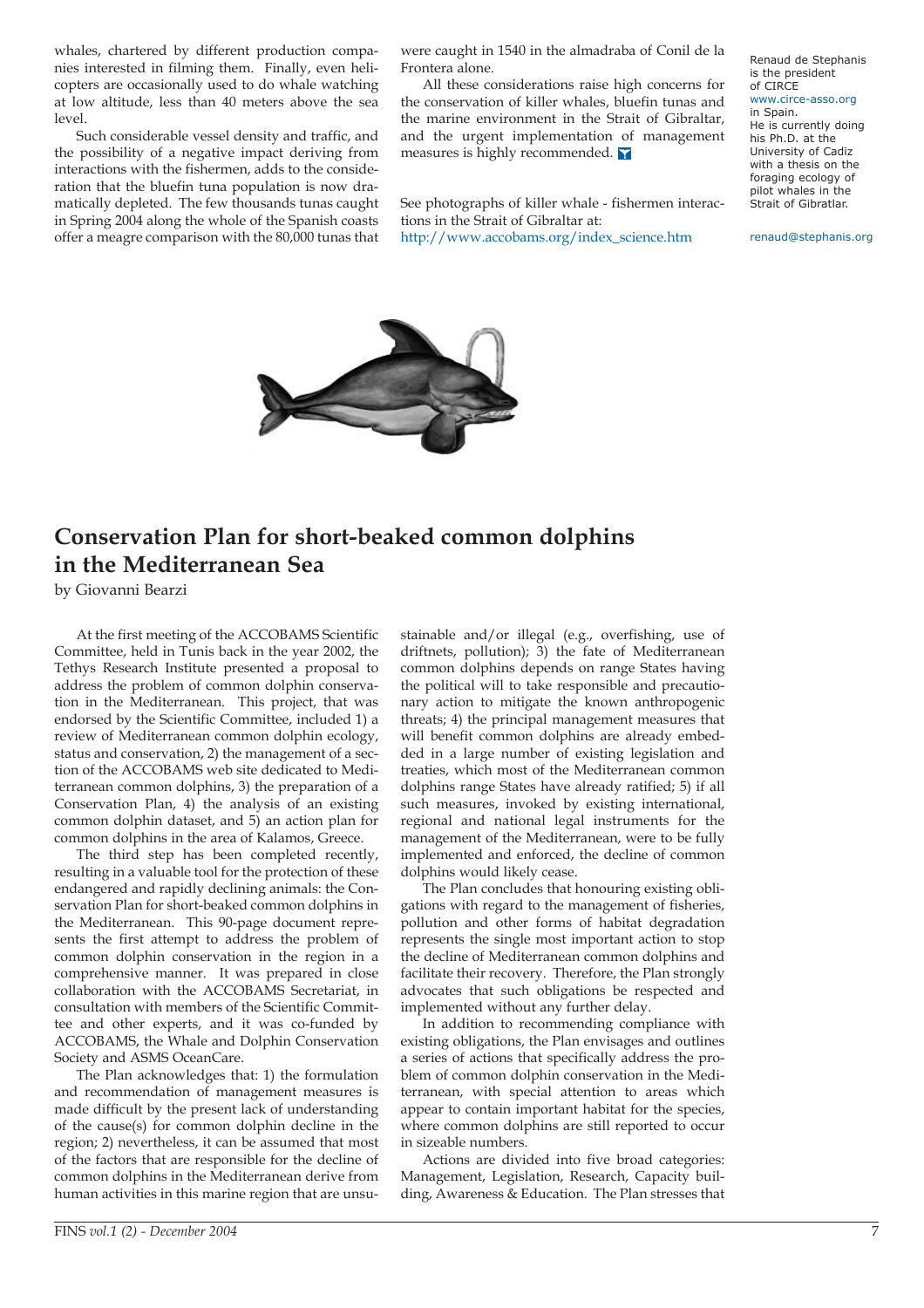whales, chartered by different production companies interested in filming them. Finally, even helicopters are occasionally used to do whale watching at low altitude, less than 40 meters above the sea level.

Such considerable vessel density and traffic, and the possibility of a negative impact deriving from interactions with the fishermen, adds to the consideration that the bluefin tuna population is now dramatically depleted. The few thousands tunas caught in Spring 2004 along the whole of the Spanish coasts offer a meagre comparison with the 80,000 tunas that were caught in 1540 in the almadraba of Conil de la Frontera alone.

All these considerations raise high concerns for the conservation of killer whales, bluefin tunas and the marine environment in the Strait of Gibraltar, and the urgent implementation of management measures is highly recommended.

See photographs of killer whale - fishermen interactions in the Strait of Gibraltar at:
http://www.accobams.org/index_science.htm

Renaud de Stephanis is the president of CIRCE www.circe-asso.org in Spain. He is currently doing his Ph.D. at the University of Cadiz with a thesis on the foraging ecology of pilot whales in the Strait of Gibraltar.

renaud@stephanis.org

# Conservation Plan for short-beaked common dolphins in the Mediterranean Sea

by Giovanni Bearzi

At the first meeting of the ACCOBAMS Scientific Committee, held in Tunis back in the year 2002, the Tethys Research Institute presented a proposal to address the problem of common dolphin conservation in the Mediterranean. This project, that was endorsed by the Scientific Committee, included 1) a review of Mediterranean common dolphin ecology, status and conservation, 2) the management of a section of the ACCOBAMS web site dedicated to Mediterranean common dolphins, 3) the preparation of a Conservation Plan, 4) the analysis of an existing common dolphin dataset, and 5) an action plan for common dolphins in the area of Kalamos, Greece.

The third step has been completed recently, resulting in a valuable tool for the protection of these endangered and rapidly declining animals: the Conservation Plan for short-beaked common dolphins in the Mediterranean. This 90-page document represents the first attempt to address the problem of common dolphin conservation in the region in a comprehensive manner. It was prepared in close collaboration with the ACCOBAMS Secretariat, in consultation with members of the Scientific Committee and other experts, and it was co-funded by ACCOBAMS, the Whale and Dolphin Conservation Society and ASMS OceanCare.

The Plan acknowledges that: 1) the formulation and recommendation of management measures is made difficult by the present lack of understanding of the cause(s) for common dolphin decline in the region; 2) nevertheless, it can be assumed that most of the factors that are responsible for the decline of common dolphins in the Mediterranean derive from human activities in this marine region that are unsustainable and/or illegal (e.g., overfishing, use of driftnets, pollution); 3) the fate of Mediterranean common dolphins depends on range States having the political will to take responsible and precautionary action to mitigate the known anthropogenic threats; 4) the principal management measures that will benefit common dolphins are already embedded in a large number of existing legislation and treaties, which most of the Mediterranean common dolphins range States have already ratified; 5) if all such measures, invoked by existing international, regional and national legal instruments for the management of the Mediterranean, were to be fully implemented and enforced, the decline of common dolphins would likely cease.

The Plan concludes that honouring existing obligations with regard to the management of fisheries, pollution and other forms of habitat degradation represents the single most important action to stop the decline of Mediterranean common dolphins and facilitate their recovery. Therefore, the Plan strongly advocates that such obligations be respected and implemented without any further delay.

In addition to recommending compliance with existing obligations, the Plan envisages and outlines a series of actions that specifically address the problem of common dolphin conservation in the Mediterranean, with special attention to areas which appear to contain important habitat for the species, where common dolphins are still reported to occur in sizeable numbers.

Actions are divided into five broad categories: Management, Legislation, Research, Capacity building, Awareness & Education. The Plan stresses that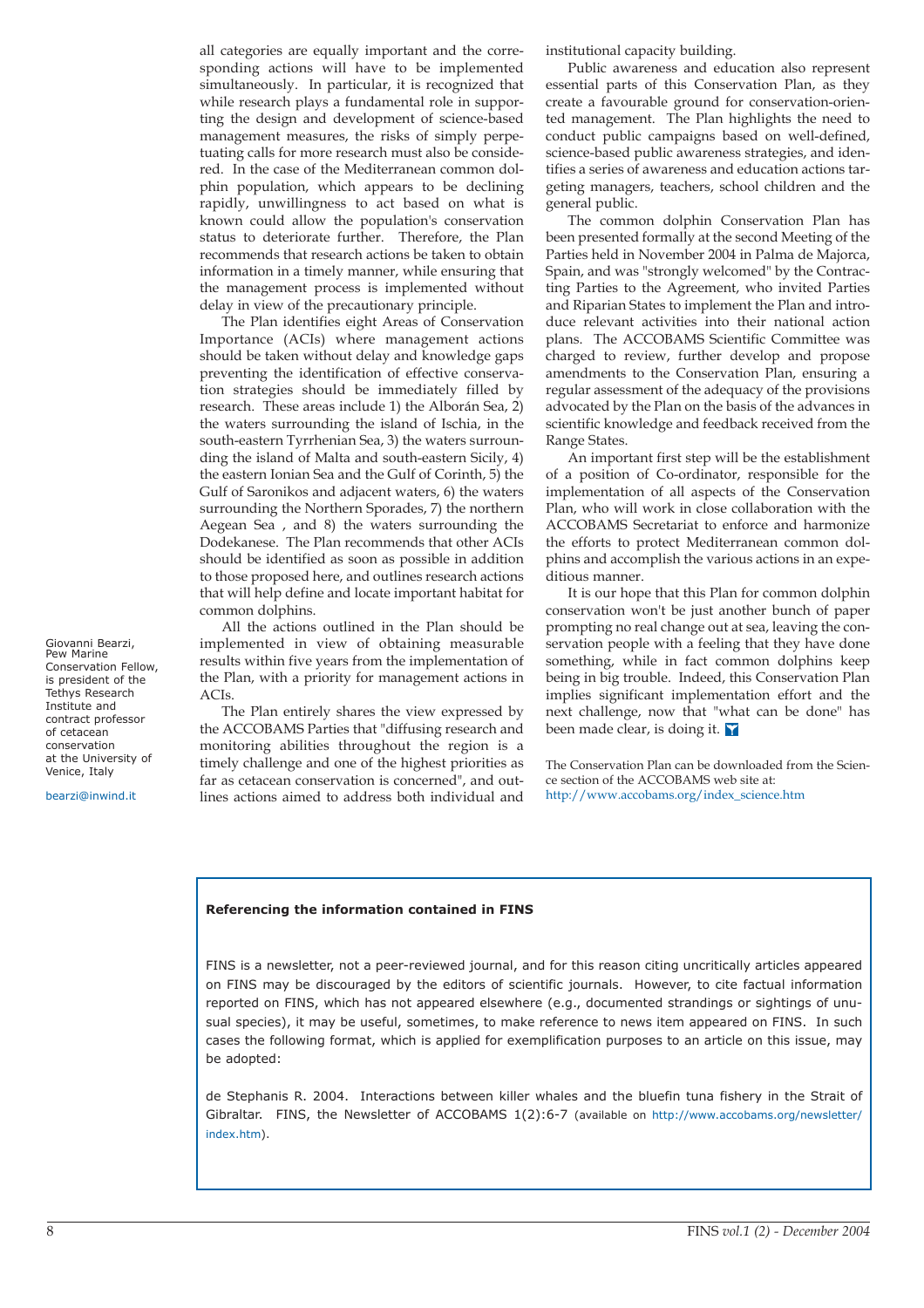all categories are equally important and the corresponding actions will have to be implemented simultaneously. In particular, it is recognized that while research plays a fundamental role in supporting the design and development of science-based management measures, the risks of simply perpetuating calls for more research must also be considered. In the case of the Mediterranean common dolphin population, which appears to be declining rapidly, unwillingness to act based on what is known could allow the population's conservation status to deteriorate further. Therefore, the Plan recommends that research actions be taken to obtain information in a timely manner, while ensuring that the management process is implemented without delay in view of the precautionary principle.

The Plan identifies eight Areas of Conservation Importance (ACIs) where management actions should be taken without delay and knowledge gaps preventing the identification of effective conservation strategies should be immediately filled by research. These areas include 1) the Alborán Sea, 2) the waters surrounding the island of Ischia, in the south-eastern Tyrrhenian Sea, 3) the waters surrounding the island of Malta and south-eastern Sicily, 4) the eastern Ionian Sea and the Gulf of Corinth, 5) the Gulf of Saronikos and adjacent waters, 6) the waters surrounding the Northern Sporades, 7) the northern Aegean Sea , and 8) the waters surrounding the Dodekanese. The Plan recommends that other ACIs should be identified as soon as possible in addition to those proposed here, and outlines research actions that will help define and locate important habitat for common dolphins.

All the actions outlined in the Plan should be implemented in view of obtaining measurable results within five years from the implementation of the Plan, with a priority for management actions in ACIs.

The Plan entirely shares the view expressed by the ACCOBAMS Parties that "diffusing research and monitoring abilities throughout the region is a timely challenge and one of the highest priorities as far as cetacean conservation is concerned", and outlines actions aimed to address both individual and institutional capacity building.

Public awareness and education also represent essential parts of this Conservation Plan, as they create a favourable ground for conservation-oriented management. The Plan highlights the need to conduct public campaigns based on well-defined, science-based public awareness strategies, and identifies a series of awareness and education actions targeting managers, teachers, school children and the general public.

The common dolphin Conservation Plan has been presented formally at the second Meeting of the Parties held in November 2004 in Palma de Majorca, Spain, and was "strongly welcomed" by the Contracting Parties to the Agreement, who invited Parties and Riparian States to implement the Plan and introduce relevant activities into their national action plans. The ACCOBAMS Scientific Committee was charged to review, further develop and propose amendments to the Conservation Plan, ensuring a regular assessment of the adequacy of the provisions advocated by the Plan on the basis of the advances in scientific knowledge and feedback received from the Range States.

An important first step will be the establishment of a position of Co-ordinator, responsible for the implementation of all aspects of the Conservation Plan, who will work in close collaboration with the ACCOBAMS Secretariat to enforce and harmonize the efforts to protect Mediterranean common dolphins and accomplish the various actions in an expeditious manner.

It is our hope that this Plan for common dolphin conservation won't be just another bunch of paper prompting no real change out at sea, leaving the conservation people with a feeling that they have done something, while in fact common dolphins keep being in big trouble. Indeed, this Conservation Plan implies significant implementation effort and the next challenge, now that "what can be done" has been made clear, is doing it.

The Conservation Plan can be downloaded from the Science section of the ACCOBAMS web site at:
http://www.accobams.org/index_science.htm

Giovanni Bearzi, Pew Marine Conservation Fellow, is president of the Tethys Research Institute and contract professor of cetacean conservation at the University of Venice, Italy

bearzi@inwind.it

**Referencing the information contained in FINS**

FINS is a newsletter, not a peer-reviewed journal, and for this reason citing uncritically articles appeared on FINS may be discouraged by the editors of scientific journals. However, to cite factual information reported on FINS, which has not appeared elsewhere (e.g., documented strandings or sightings of unusual species), it may be useful, sometimes, to make reference to news item appeared on FINS. In such cases the following format, which is applied for exemplification purposes to an article on this issue, may be adopted:

de Stephanis R. 2004. Interactions between killer whales and the bluefin tuna fishery in the Strait of Gibraltar. FINS, the Newsletter of ACCOBAMS 1(2):6-7 (available on http://www.accobams.org/newsletter/index.htm).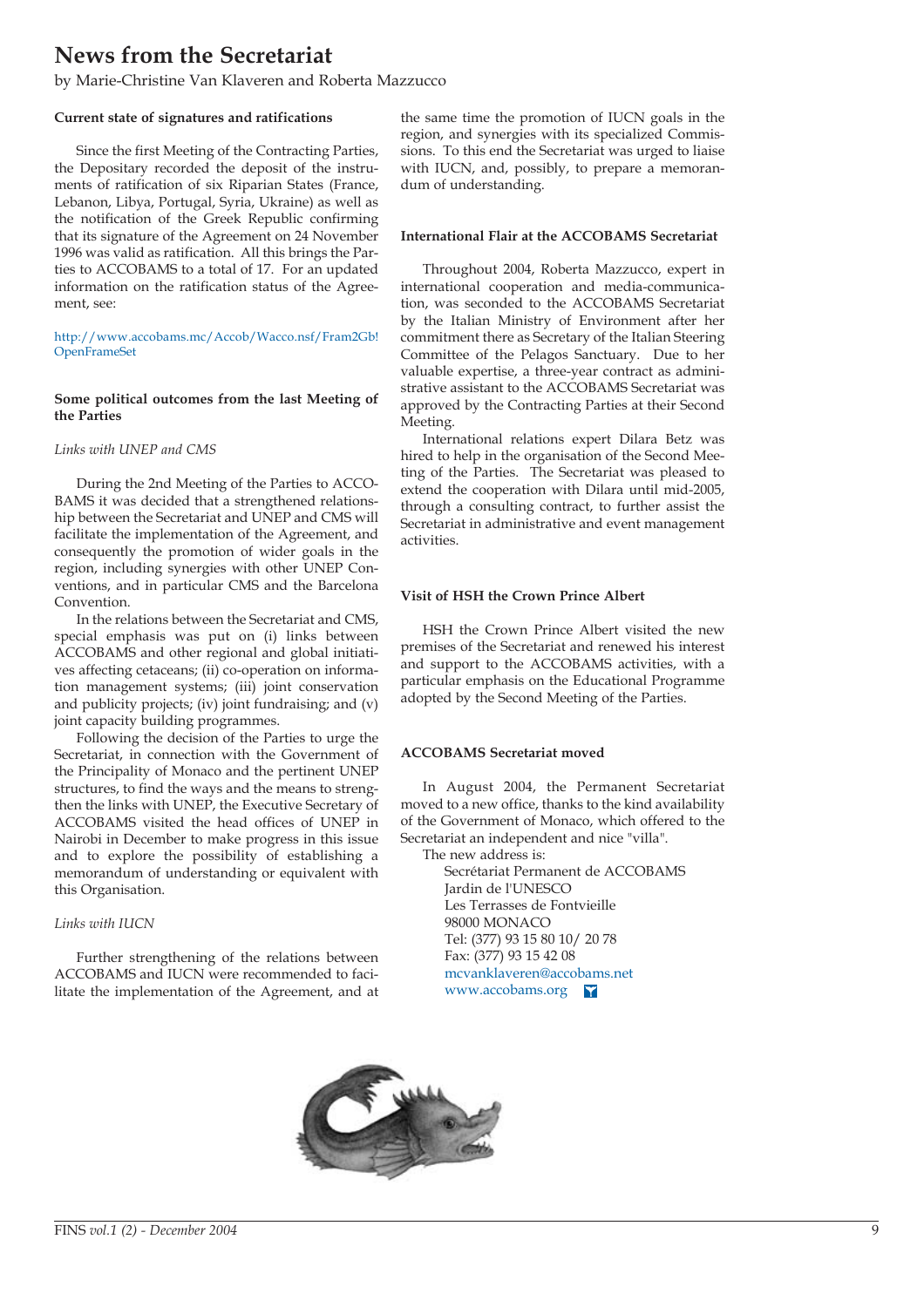# News from the Secretariat

by Marie-Christine Van Klaveren and Roberta Mazzucco

### Current state of signatures and ratifications

Since the first Meeting of the Contracting Parties, the Depositary recorded the deposit of the instruments of ratification of six Riparian States (France, Lebanon, Libya, Portugal, Syria, Ukraine) as well as the notification of the Greek Republic confirming that its signature of the Agreement on 24 November 1996 was valid as ratification. All this brings the Parties to ACCOBAMS to a total of 17. For an updated information on the ratification status of the Agreement, see:

http://www.accobams.mc/Accob/Wacco.nsf/Fram2Gb!OpenFrameSet

### Some political outcomes from the last Meeting of the Parties

*Links with UNEP and CMS*

During the 2nd Meeting of the Parties to ACCOBAMS it was decided that a strengthened relationship between the Secretariat and UNEP and CMS will facilitate the implementation of the Agreement, and consequently the promotion of wider goals in the region, including synergies with other UNEP Conventions, and in particular CMS and the Barcelona Convention.

In the relations between the Secretariat and CMS, special emphasis was put on (i) links between ACCOBAMS and other regional and global initiatives affecting cetaceans; (ii) co-operation on information management systems; (iii) joint conservation and publicity projects; (iv) joint fundraising; and (v) joint capacity building programmes.

Following the decision of the Parties to urge the Secretariat, in connection with the Government of the Principality of Monaco and the pertinent UNEP structures, to find the ways and the means to strengthen the links with UNEP, the Executive Secretary of ACCOBAMS visited the head offices of UNEP in Nairobi in December to make progress in this issue and to explore the possibility of establishing a memorandum of understanding or equivalent with this Organisation.

*Links with IUCN*

Further strengthening of the relations between ACCOBAMS and IUCN were recommended to facilitate the implementation of the Agreement, and at the same time the promotion of IUCN goals in the region, and synergies with its specialized Commissions. To this end the Secretariat was urged to liaise with IUCN, and, possibly, to prepare a memorandum of understanding.

### International Flair at the ACCOBAMS Secretariat

Throughout 2004, Roberta Mazzucco, expert in international cooperation and media-communication, was seconded to the ACCOBAMS Secretariat by the Italian Ministry of Environment after her commitment there as Secretary of the Italian Steering Committee of the Pelagos Sanctuary. Due to her valuable expertise, a three-year contract as administrative assistant to the ACCOBAMS Secretariat was approved by the Contracting Parties at their Second Meeting.

International relations expert Dilara Betz was hired to help in the organisation of the Second Meeting of the Parties. The Secretariat was pleased to extend the cooperation with Dilara until mid-2005, through a consulting contract, to further assist the Secretariat in administrative and event management activities.

### Visit of HSH the Crown Prince Albert

HSH the Crown Prince Albert visited the new premises of the Secretariat and renewed his interest and support to the ACCOBAMS activities, with a particular emphasis on the Educational Programme adopted by the Second Meeting of the Parties.

### ACCOBAMS Secretariat moved

In August 2004, the Permanent Secretariat moved to a new office, thanks to the kind availability of the Government of Monaco, which offered to the Secretariat an independent and nice "villa".

The new address is:

Secrétariat Permanent de ACCOBAMS
Jardin de l'UNESCO
Les Terrasses de Fontvieille
98000 MONACO
Tel: (377) 93 15 80 10/ 20 78
Fax: (377) 93 15 42 08
mcvanklaveren@accobams.net
www.accobams.org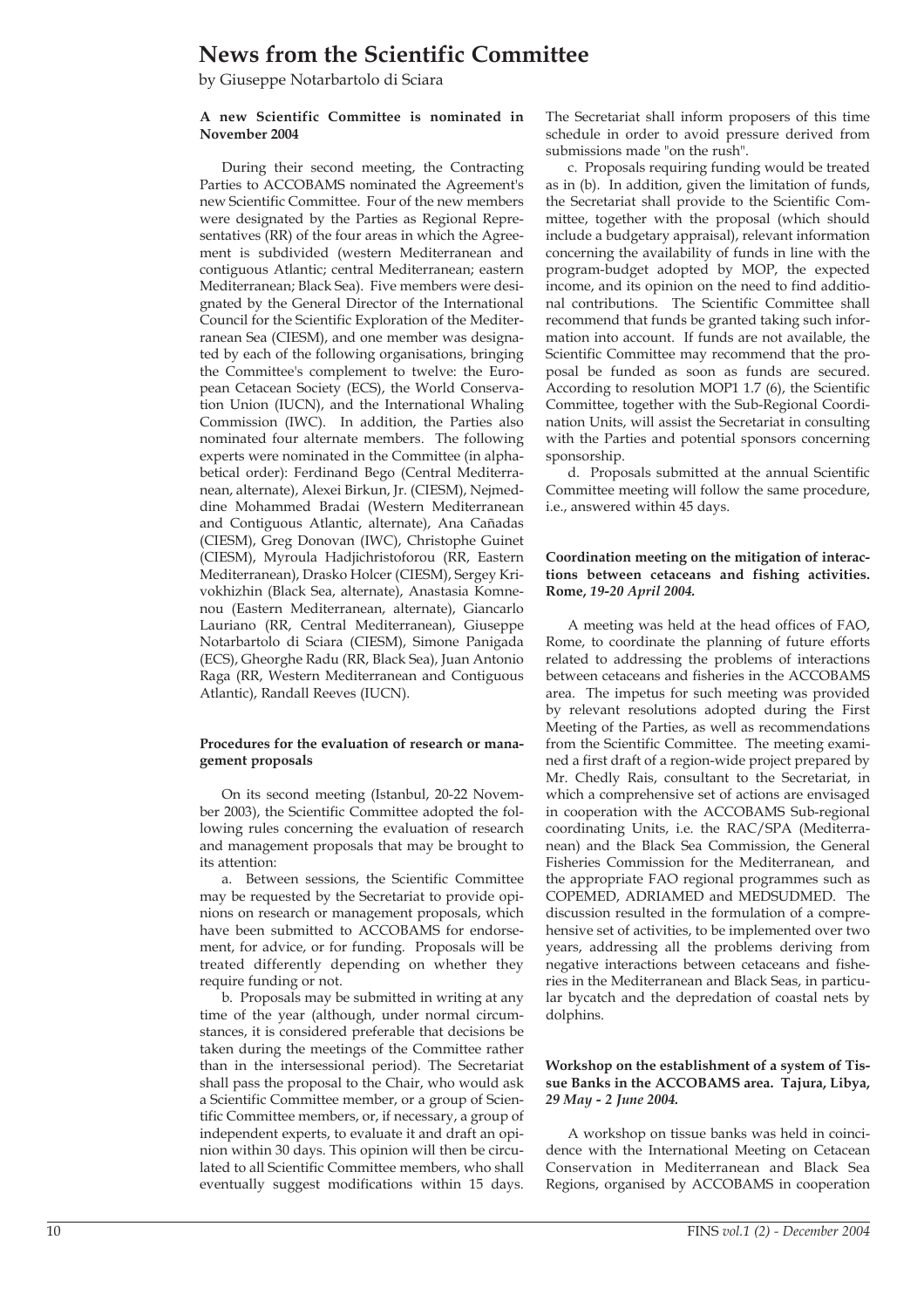# News from the Scientific Committee

by Giuseppe Notarbartolo di Sciara

**A new Scientific Committee is nominated in November 2004**

During their second meeting, the Contracting Parties to ACCOBAMS nominated the Agreement's new Scientific Committee. Four of the new members were designated by the Parties as Regional Representatives (RR) of the four areas in which the Agreement is subdivided (western Mediterranean and contiguous Atlantic; central Mediterranean; eastern Mediterranean; Black Sea). Five members were designated by the General Director of the International Council for the Scientific Exploration of the Mediterranean Sea (CIESM), and one member was designated by each of the following organisations, bringing the Committee's complement to twelve: the European Cetacean Society (ECS), the World Conservation Union (IUCN), and the International Whaling Commission (IWC). In addition, the Parties also nominated four alternate members. The following experts were nominated in the Committee (in alphabetical order): Ferdinand Bego (Central Mediterranean, alternate), Alexei Birkun, Jr. (CIESM), Nejmeddine Mohammed Bradai (Western Mediterranean and Contiguous Atlantic, alternate), Ana Cañadas (CIESM), Greg Donovan (IWC), Christophe Guinet (CIESM), Myroula Hadjichristoforou (RR, Eastern Mediterranean), Drasko Holcer (CIESM), Sergey Krivokhizhin (Black Sea, alternate), Anastasia Komnenou (Eastern Mediterranean, alternate), Giancarlo Lauriano (RR, Central Mediterranean), Giuseppe Notarbartolo di Sciara (CIESM), Simone Panigada (ECS), Gheorghe Radu (RR, Black Sea), Juan Antonio Raga (RR, Western Mediterranean and Contiguous Atlantic), Randall Reeves (IUCN).

**Procedures for the evaluation of research or management proposals**

On its second meeting (Istanbul, 20-22 November 2003), the Scientific Committee adopted the following rules concerning the evaluation of research and management proposals that may be brought to its attention:

a. Between sessions, the Scientific Committee may be requested by the Secretariat to provide opinions on research or management proposals, which have been submitted to ACCOBAMS for endorsement, for advice, or for funding. Proposals will be treated differently depending on whether they require funding or not.

b. Proposals may be submitted in writing at any time of the year (although, under normal circumstances, it is considered preferable that decisions be taken during the meetings of the Committee rather than in the intersessional period). The Secretariat shall pass the proposal to the Chair, who would ask a Scientific Committee member, or a group of Scientific Committee members, or, if necessary, a group of independent experts, to evaluate it and draft an opinion within 30 days. This opinion will then be circulated to all Scientific Committee members, who shall eventually suggest modifications within 15 days. The Secretariat shall inform proposers of this time schedule in order to avoid pressure derived from submissions made "on the rush".

c. Proposals requiring funding would be treated as in (b). In addition, given the limitation of funds, the Secretariat shall provide to the Scientific Committee, together with the proposal (which should include a budgetary appraisal), relevant information concerning the availability of funds in line with the program-budget adopted by MOP, the expected income, and its opinion on the need to find additional contributions. The Scientific Committee shall recommend that funds be granted taking such information into account. If funds are not available, the Scientific Committee may recommend that the proposal be funded as soon as funds are secured. According to resolution MOP1 1.7 (6), the Scientific Committee, together with the Sub-Regional Coordination Units, will assist the Secretariat in consulting with the Parties and potential sponsors concerning sponsorship.

d. Proposals submitted at the annual Scientific Committee meeting will follow the same procedure, i.e., answered within 45 days.

**Coordination meeting on the mitigation of interactions between cetaceans and fishing activities. Rome, *19-20 April 2004.***

A meeting was held at the head offices of FAO, Rome, to coordinate the planning of future efforts related to addressing the problems of interactions between cetaceans and fisheries in the ACCOBAMS area. The impetus for such meeting was provided by relevant resolutions adopted during the First Meeting of the Parties, as well as recommendations from the Scientific Committee. The meeting examined a first draft of a region-wide project prepared by Mr. Chedly Rais, consultant to the Secretariat, in which a comprehensive set of actions are envisaged in cooperation with the ACCOBAMS Sub-regional coordinating Units, i.e. the RAC/SPA (Mediterranean) and the Black Sea Commission, the General Fisheries Commission for the Mediterranean, and the appropriate FAO regional programmes such as COPEMED, ADRIAMED and MEDSUDMED. The discussion resulted in the formulation of a comprehensive set of activities, to be implemented over two years, addressing all the problems deriving from negative interactions between cetaceans and fisheries in the Mediterranean and Black Seas, in particular bycatch and the depredation of coastal nets by dolphins.

**Workshop on the establishment of a system of Tissue Banks in the ACCOBAMS area. Tajura, Libya, *29 May - 2 June 2004.***

A workshop on tissue banks was held in coincidence with the International Meeting on Cetacean Conservation in Mediterranean and Black Sea Regions, organised by ACCOBAMS in cooperation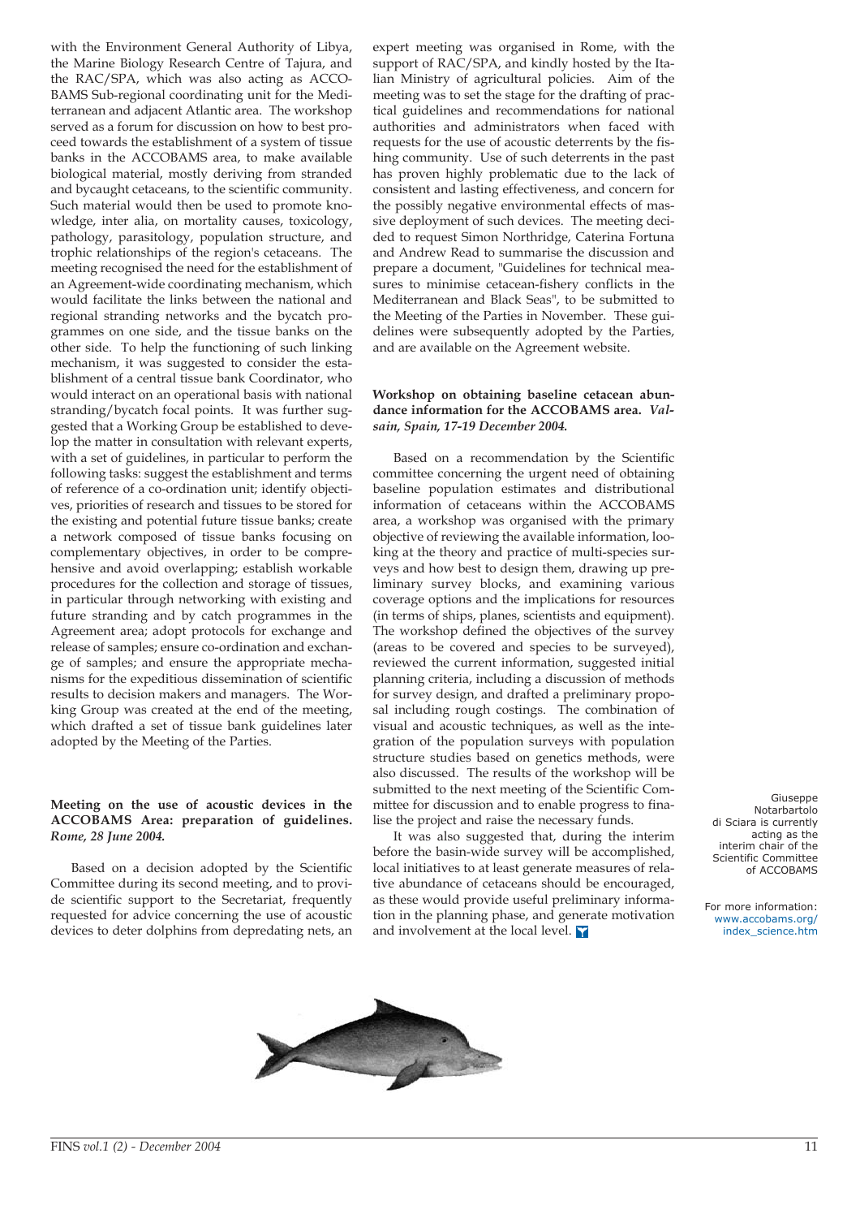with the Environment General Authority of Libya, the Marine Biology Research Centre of Tajura, and the RAC/SPA, which was also acting as ACCOBAMS Sub-regional coordinating unit for the Mediterranean and adjacent Atlantic area. The workshop served as a forum for discussion on how to best proceed towards the establishment of a system of tissue banks in the ACCOBAMS area, to make available biological material, mostly deriving from stranded and bycaught cetaceans, to the scientific community. Such material would then be used to promote knowledge, inter alia, on mortality causes, toxicology, pathology, parasitology, population structure, and trophic relationships of the region's cetaceans. The meeting recognised the need for the establishment of an Agreement-wide coordinating mechanism, which would facilitate the links between the national and regional stranding networks and the bycatch programmes on one side, and the tissue banks on the other side. To help the functioning of such linking mechanism, it was suggested to consider the establishment of a central tissue bank Coordinator, who would interact on an operational basis with national stranding/bycatch focal points. It was further suggested that a Working Group be established to develop the matter in consultation with relevant experts, with a set of guidelines, in particular to perform the following tasks: suggest the establishment and terms of reference of a co-ordination unit; identify objectives, priorities of research and tissues to be stored for the existing and potential future tissue banks; create a network composed of tissue banks focusing on complementary objectives, in order to be comprehensive and avoid overlapping; establish workable procedures for the collection and storage of tissues, in particular through networking with existing and future stranding and by catch programmes in the Agreement area; adopt protocols for exchange and release of samples; ensure co-ordination and exchange of samples; and ensure the appropriate mechanisms for the expeditious dissemination of scientific results to decision makers and managers. The Working Group was created at the end of the meeting, which drafted a set of tissue bank guidelines later adopted by the Meeting of the Parties.

**Meeting on the use of acoustic devices in the ACCOBAMS Area: preparation of guidelines.** ***Rome, 28 June 2004.***

Based on a decision adopted by the Scientific Committee during its second meeting, and to provide scientific support to the Secretariat, frequently requested for advice concerning the use of acoustic devices to deter dolphins from depredating nets, an expert meeting was organised in Rome, with the support of RAC/SPA, and kindly hosted by the Italian Ministry of agricultural policies. Aim of the meeting was to set the stage for the drafting of practical guidelines and recommendations for national authorities and administrators when faced with requests for the use of acoustic deterrents by the fishing community. Use of such deterrents in the past has proven highly problematic due to the lack of consistent and lasting effectiveness, and concern for the possibly negative environmental effects of massive deployment of such devices. The meeting decided to request Simon Northridge, Caterina Fortuna and Andrew Read to summarise the discussion and prepare a document, "Guidelines for technical measures to minimise cetacean-fishery conflicts in the Mediterranean and Black Seas", to be submitted to the Meeting of the Parties in November. These guidelines were subsequently adopted by the Parties, and are available on the Agreement website.

**Workshop on obtaining baseline cetacean abundance information for the ACCOBAMS area.** ***Valsain, Spain, 17-19 December 2004.***

Based on a recommendation by the Scientific committee concerning the urgent need of obtaining baseline population estimates and distributional information of cetaceans within the ACCOBAMS area, a workshop was organised with the primary objective of reviewing the available information, looking at the theory and practice of multi-species surveys and how best to design them, drawing up preliminary survey blocks, and examining various coverage options and the implications for resources (in terms of ships, planes, scientists and equipment). The workshop defined the objectives of the survey (areas to be covered and species to be surveyed), reviewed the current information, suggested initial planning criteria, including a discussion of methods for survey design, and drafted a preliminary proposal including rough costings. The combination of visual and acoustic techniques, as well as the integration of the population surveys with population structure studies based on genetics methods, were also discussed. The results of the workshop will be submitted to the next meeting of the Scientific Committee for discussion and to enable progress to finalise the project and raise the necessary funds.

It was also suggested that, during the interim before the basin-wide survey will be accomplished, local initiatives to at least generate measures of relative abundance of cetaceans should be encouraged, as these would provide useful preliminary information in the planning phase, and generate motivation and involvement at the local level.

Giuseppe Notarbartolo di Sciara is currently acting as the interim chair of the Scientific Committee of ACCOBAMS

For more information: www.accobams.org/index_science.htm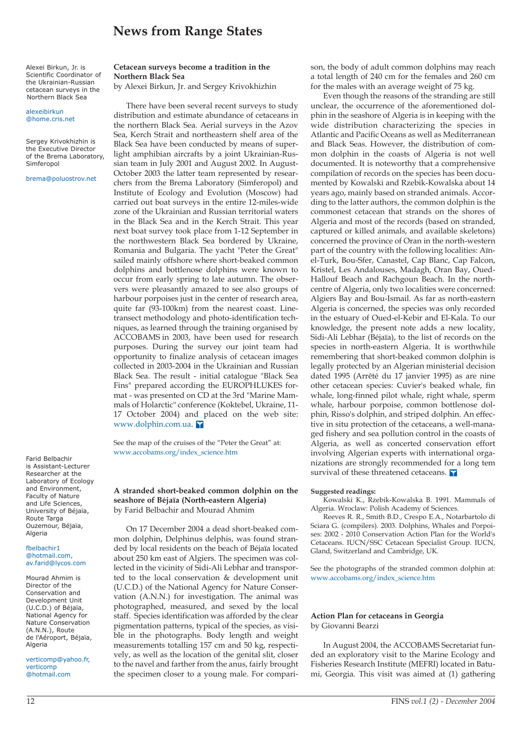# News from Range States

Alexei Birkun, Jr. is Scientific Coordinator of the Ukrainian-Russian cetacean surveys in the Northern Black Sea

alexeibirkun@home.cris.net

Sergey Krivokhizhin is the Executive Director of the Brema Laboratory, Simferopol

brema@poluostrov.net

### Cetacean surveys become a tradition in the Northern Black Sea

by Alexei Birkun, Jr. and Sergey Krivokhizhin

There have been several recent surveys to study distribution and estimate abundance of cetaceans in the northern Black Sea. Aerial surveys in the Azov Sea, Kerch Strait and northeastern shelf area of the Black Sea have been conducted by means of superlight amphibian aircrafts by a joint Ukrainian-Russian team in July 2001 and August 2002. In August-October 2003 the latter team represented by researchers from the Brema Laboratory (Simferopol) and Institute of Ecology and Evolution (Moscow) had carried out boat surveys in the entire 12-miles-wide zone of the Ukrainian and Russian territorial waters in the Black Sea and in the Kerch Strait. This year next boat survey took place from 1-12 September in the northwestern Black Sea bordered by Ukraine, Romania and Bulgaria. The yacht "Peter the Great" sailed mainly offshore where short-beaked common dolphins and bottlenose dolphins were known to occur from early spring to late autumn. The observers were pleasantly amazed to see also groups of harbour porpoises just in the center of research area, quite far (93-100km) from the nearest coast. Line-transect methodology and photo-identification techniques, as learned through the training organised by ACCOBAMS in 2003, have been used for research purposes. During the survey our joint team had opportunity to finalize analysis of cetacean images collected in 2003-2004 in the Ukrainian and Russian Black Sea. The result - initial catalogue "Black Sea Fins" prepared according the EUROPHLUKES format - was presented on CD at the 3rd "Marine Mammals of Holarctic" conference (Koktebel, Ukraine, 11-17 October 2004) and placed on the web site: www.dolphin.com.ua.

See the map of the cruises of the "Peter the Great" at: www.accobams.org/index_science.htm

Farid Belbachir is Assistant-Lecturer Researcher at the Laboratory of Ecology and Environment, Faculty of Nature and Life Sciences, University of Béjaïa, Route Targa Ouzemour, Béjaïa, Algeria

fbelbachir1@hotmail.com, av.farid@lycos.com

Mourad Ahmim is Director of the Conservation and Development Unit (U.C.D.) of Béjaïa, National Agency for Nature Conservation (A.N.N.), Route de l'Aéroport, Béjaïa, Algeria

verticomp@yahoo.fr, verticomp@hotmail.com

### A stranded short-beaked common dolphin on the seashore of Béjaïa (North-eastern Algeria)

by Farid Belbachir and Mourad Ahmim

On 17 December 2004 a dead short-beaked common dolphin, Delphinus delphis, was found stranded by local residents on the beach of Béjaïa located about 250 km east of Algiers. The specimen was collected in the vicinity of Sidi-Ali Lebhar and transported to the local conservation & development unit (U.C.D.) of the National Agency for Nature Conservation (A.N.N.) for investigation. The animal was photographed, measured, and sexed by the local staff. Species identification was afforded by the clear pigmentation patterns, typical of the species, as visible in the photographs. Body length and weight measurements totalling 157 cm and 50 kg, respectively, as well as the location of the genital slit, closer to the navel and farther from the anus, fairly brought the specimen closer to a young male. For comparison, the body of adult common dolphins may reach a total length of 240 cm for the females and 260 cm for the males with an average weight of 75 kg.

Even though the reasons of the stranding are still unclear, the occurrence of the aforementioned dolphin in the seashore of Algeria is in keeping with the wide distribution characterizing the species in Atlantic and Pacific Oceans as well as Mediterranean and Black Seas. However, the distribution of common dolphin in the coasts of Algeria is not well documented. It is noteworthy that a comprehensive compilation of records on the species has been documented by Kowalski and Rzebik-Kowalska about 14 years ago, mainly based on stranded animals. According to the latter authors, the common dolphin is the commonest cetacean that strands on the shores of Algeria and most of the records (based on stranded, captured or killed animals, and available skeletons) concerned the province of Oran in the north-western part of the country with the following localities: Aïn-el-Turk, Bou-Sfer, Canastel, Cap Blanc, Cap Falcon, Kristel, Les Andalouses, Madagh, Oran Bay, Oued-Hallouf Beach and Rachgoun Beach. In the north-centre of Algeria, only two localities were concerned: Algiers Bay and Bou-Ismail. As far as north-eastern Algeria is concerned, the species was only recorded in the estuary of Oued-el-Kebir and El-Kala. To our knowledge, the present note adds a new locality, Sidi-Ali Lebhar (Béjaïa), to the list of records on the species in north-eastern Algeria. It is worthwhile remembering that short-beaked common dolphin is legally protected by an Algerian ministerial decision dated 1995 (Arrêté du 17 janvier 1995) as are nine other cetacean species: Cuvier's beaked whale, fin whale, long-finned pilot whale, right whale, sperm whale, harbour porpoise, common bottlenose dolphin, Risso's dolphin, and striped dolphin. An effective in situ protection of the cetaceans, a well-managed fishery and sea pollution control in the coasts of Algeria, as well as concerted conservation effort involving Algerian experts with international organizations are strongly recommended for a long tem survival of these threatened cetaceans.

**Suggested readings:**

Kowalski K., Rzebik-Kowalska B. 1991. Mammals of Algeria. Wroclaw: Polish Academy of Sciences.

Reeves R. R., Smith B.D., Crespo E.A., Notarbartolo di Sciara G. (compilers). 2003. Dolphins, Whales and Porpoises: 2002 - 2010 Conservation Action Plan for the World's Cetaceans. IUCN/SSC Cetacean Specialist Group. IUCN, Gland, Switzerland and Cambridge, UK.

See the photographs of the stranded common dolphin at: www.accobams.org/index_science.htm

### Action Plan for cetaceans in Georgia

by Giovanni Bearzi

In August 2004, the ACCOBAMS Secretariat funded an exploratory visit to the Marine Ecology and Fisheries Research Institute (MEFRI) located in Batumi, Georgia. This visit was aimed at (1) gathering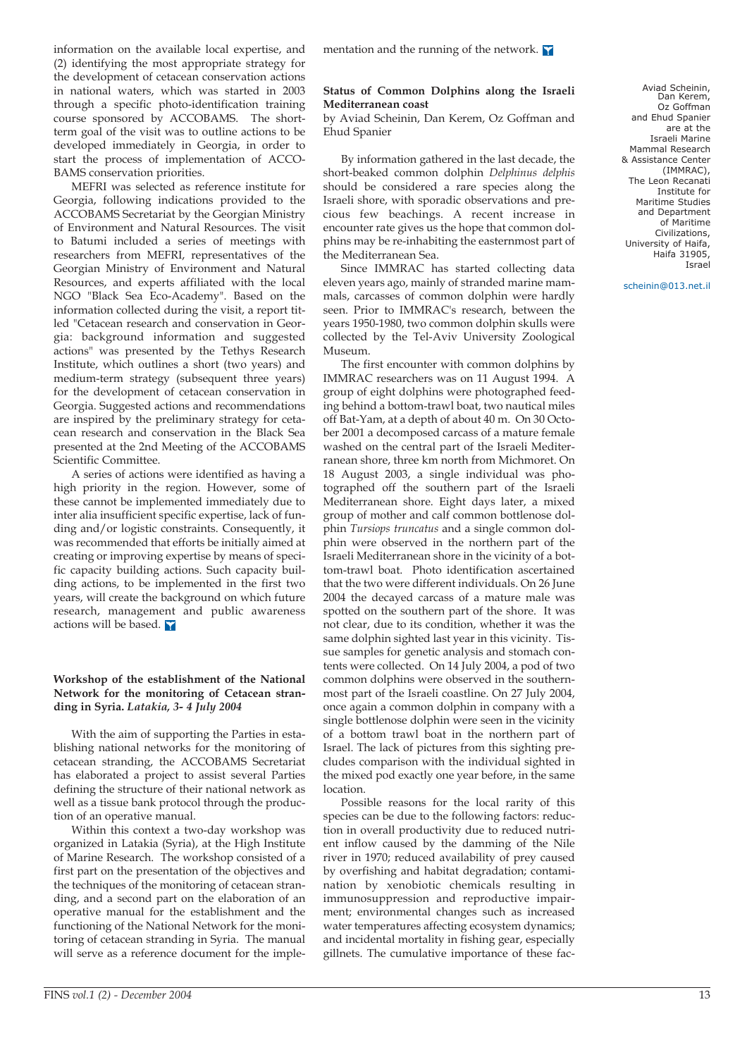information on the available local expertise, and (2) identifying the most appropriate strategy for the development of cetacean conservation actions in national waters, which was started in 2003 through a specific photo-identification training course sponsored by ACCOBAMS. The short-term goal of the visit was to outline actions to be developed immediately in Georgia, in order to start the process of implementation of ACCOBAMS conservation priorities.

MEFRI was selected as reference institute for Georgia, following indications provided to the ACCOBAMS Secretariat by the Georgian Ministry of Environment and Natural Resources. The visit to Batumi included a series of meetings with researchers from MEFRI, representatives of the Georgian Ministry of Environment and Natural Resources, and experts affiliated with the local NGO "Black Sea Eco-Academy". Based on the information collected during the visit, a report titled "Cetacean research and conservation in Georgia: background information and suggested actions" was presented by the Tethys Research Institute, which outlines a short (two years) and medium-term strategy (subsequent three years) for the development of cetacean conservation in Georgia. Suggested actions and recommendations are inspired by the preliminary strategy for cetacean research and conservation in the Black Sea presented at the 2nd Meeting of the ACCOBAMS Scientific Committee.

A series of actions were identified as having a high priority in the region. However, some of these cannot be implemented immediately due to inter alia insufficient specific expertise, lack of funding and/or logistic constraints. Consequently, it was recommended that efforts be initially aimed at creating or improving expertise by means of specific capacity building actions. Such capacity building actions, to be implemented in the first two years, will create the background on which future research, management and public awareness actions will be based.

### Workshop of the establishment of the National Network for the monitoring of Cetacean stranding in Syria. *Latakia, 3- 4 July 2004*

With the aim of supporting the Parties in establishing national networks for the monitoring of cetacean stranding, the ACCOBAMS Secretariat has elaborated a project to assist several Parties defining the structure of their national network as well as a tissue bank protocol through the production of an operative manual.

Within this context a two-day workshop was organized in Latakia (Syria), at the High Institute of Marine Research. The workshop consisted of a first part on the presentation of the objectives and the techniques of the monitoring of cetacean stranding, and a second part on the elaboration of an operative manual for the establishment and the functioning of the National Network for the monitoring of cetacean stranding in Syria. The manual will serve as a reference document for the implementation and the running of the network.

### Status of Common Dolphins along the Israeli Mediterranean coast

by Aviad Scheinin, Dan Kerem, Oz Goffman and Ehud Spanier

Aviad Scheinin, Dan Kerem, Oz Goffman and Ehud Spanier are at the Israeli Marine Mammal Research & Assistance Center (IMMRAC), The Leon Recanati Institute for Maritime Studies and Department of Maritime Civilizations, University of Haifa, Haifa 31905, Israel

scheinin@013.net.il

By information gathered in the last decade, the short-beaked common dolphin *Delphinus delphis* should be considered a rare species along the Israeli shore, with sporadic observations and precious few beachings. A recent increase in encounter rate gives us the hope that common dolphins may be re-inhabiting the easternmost part of the Mediterranean Sea.

Since IMMRAC has started collecting data eleven years ago, mainly of stranded marine mammals, carcasses of common dolphin were hardly seen. Prior to IMMRAC's research, between the years 1950-1980, two common dolphin skulls were collected by the Tel-Aviv University Zoological Museum.

The first encounter with common dolphins by IMMRAC researchers was on 11 August 1994. A group of eight dolphins were photographed feeding behind a bottom-trawl boat, two nautical miles off Bat-Yam, at a depth of about 40 m. On 30 October 2001 a decomposed carcass of a mature female washed on the central part of the Israeli Mediterranean shore, three km north from Michmoret. On 18 August 2003, a single individual was photographed off the southern part of the Israeli Mediterranean shore. Eight days later, a mixed group of mother and calf common bottlenose dolphin *Tursiops truncatus* and a single common dolphin were observed in the northern part of the Israeli Mediterranean shore in the vicinity of a bottom-trawl boat. Photo identification ascertained that the two were different individuals. On 26 June 2004 the decayed carcass of a mature male was spotted on the southern part of the shore. It was not clear, due to its condition, whether it was the same dolphin sighted last year in this vicinity. Tissue samples for genetic analysis and stomach contents were collected. On 14 July 2004, a pod of two common dolphins were observed in the southernmost part of the Israeli coastline. On 27 July 2004, once again a common dolphin in company with a single bottlenose dolphin were seen in the vicinity of a bottom trawl boat in the northern part of Israel. The lack of pictures from this sighting precludes comparison with the individual sighted in the mixed pod exactly one year before, in the same location.

Possible reasons for the local rarity of this species can be due to the following factors: reduction in overall productivity due to reduced nutrient inflow caused by the damming of the Nile river in 1970; reduced availability of prey caused by overfishing and habitat degradation; contamination by xenobiotic chemicals resulting in immunosuppression and reproductive impairment; environmental changes such as increased water temperatures affecting ecosystem dynamics; and incidental mortality in fishing gear, especially gillnets. The cumulative importance of these fac-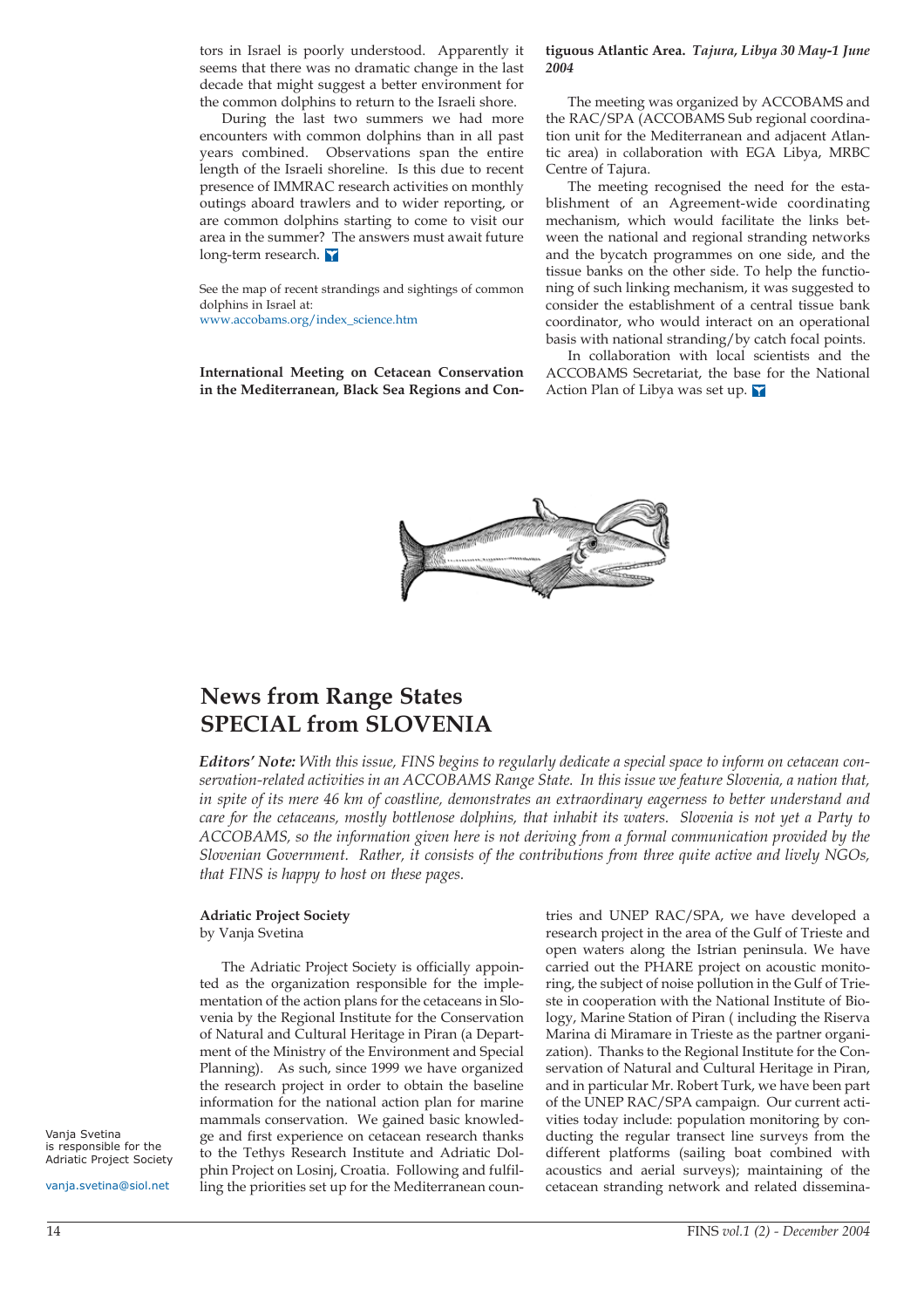tors in Israel is poorly understood. Apparently it seems that there was no dramatic change in the last decade that might suggest a better environment for the common dolphins to return to the Israeli shore.

During the last two summers we had more encounters with common dolphins than in all past years combined. Observations span the entire length of the Israeli shoreline. Is this due to recent presence of IMMRAC research activities on monthly outings aboard trawlers and to wider reporting, or are common dolphins starting to come to visit our area in the summer? The answers must await future long-term research.

See the map of recent strandings and sightings of common dolphins in Israel at:
www.accobams.org/index_science.htm

**International Meeting on Cetacean Conservation in the Mediterranean, Black Sea Regions and Contiguous Atlantic Area.** ***Tajura, Libya 30 May-1 June 2004***

The meeting was organized by ACCOBAMS and the RAC/SPA (ACCOBAMS Sub regional coordination unit for the Mediterranean and adjacent Atlantic area) in collaboration with EGA Libya, MRBC Centre of Tajura.

The meeting recognised the need for the establishment of a Agreement-wide coordinating mechanism, which would facilitate the links between the national and regional stranding networks and the bycatch programmes on one side, and the tissue banks on the other side. To help the functioning of such linking mechanism, it was suggested to consider the establishment of a central tissue bank coordinator, who would interact on an operational basis with national stranding/by catch focal points.

In collaboration with local scientists and the ACCOBAMS Secretariat, the base for the National Action Plan of Libya was set up.

# News from Range States
# SPECIAL from SLOVENIA

***Editors' Note:*** *With this issue, FINS begins to regularly dedicate a special space to inform on cetacean conservation-related activities in an ACCOBAMS Range State. In this issue we feature Slovenia, a nation that, in spite of its mere 46 km of coastline, demonstrates an extraordinary eagerness to better understand and care for the cetaceans, mostly bottlenose dolphins, that inhabit its waters. Slovenia is not yet a Party to ACCOBAMS, so the information given here is not deriving from a formal communication provided by the Slovenian Government. Rather, it consists of the contributions from three quite active and lively NGOs, that FINS is happy to host on these pages.*

**Adriatic Project Society**
by Vanja Svetina

Vanja Svetina is responsible for the Adriatic Project Society
vanja.svetina@siol.net

The Adriatic Project Society is officially appointed as the organization responsible for the implementation of the action plans for the cetaceans in Slovenia by the Regional Institute for the Conservation of Natural and Cultural Heritage in Piran (a Department of the Ministry of the Environment and Special Planning). As such, since 1999 we have organized the research project in order to obtain the baseline information for the national action plan for marine mammals conservation. We gained basic knowledge and first experience on cetacean research thanks to the Tethys Research Institute and Adriatic Dolphin Project on Losinj, Croatia. Following and fulfilling the priorities set up for the Mediterranean countries and UNEP RAC/SPA, we have developed a research project in the area of the Gulf of Trieste and open waters along the Istrian peninsula. We have carried out the PHARE project on acoustic monitoring, the subject of noise pollution in the Gulf of Trieste in cooperation with the National Institute of Biology, Marine Station of Piran ( including the Riserva Marina di Miramare in Trieste as the partner organization). Thanks to the Regional Institute for the Conservation of Natural and Cultural Heritage in Piran, and in particular Mr. Robert Turk, we have been part of the UNEP RAC/SPA campaign. Our current activities today include: population monitoring by conducting the regular transect line surveys from the different platforms (sailing boat combined with acoustics and aerial surveys); maintaining of the cetacean stranding network and related dissemina-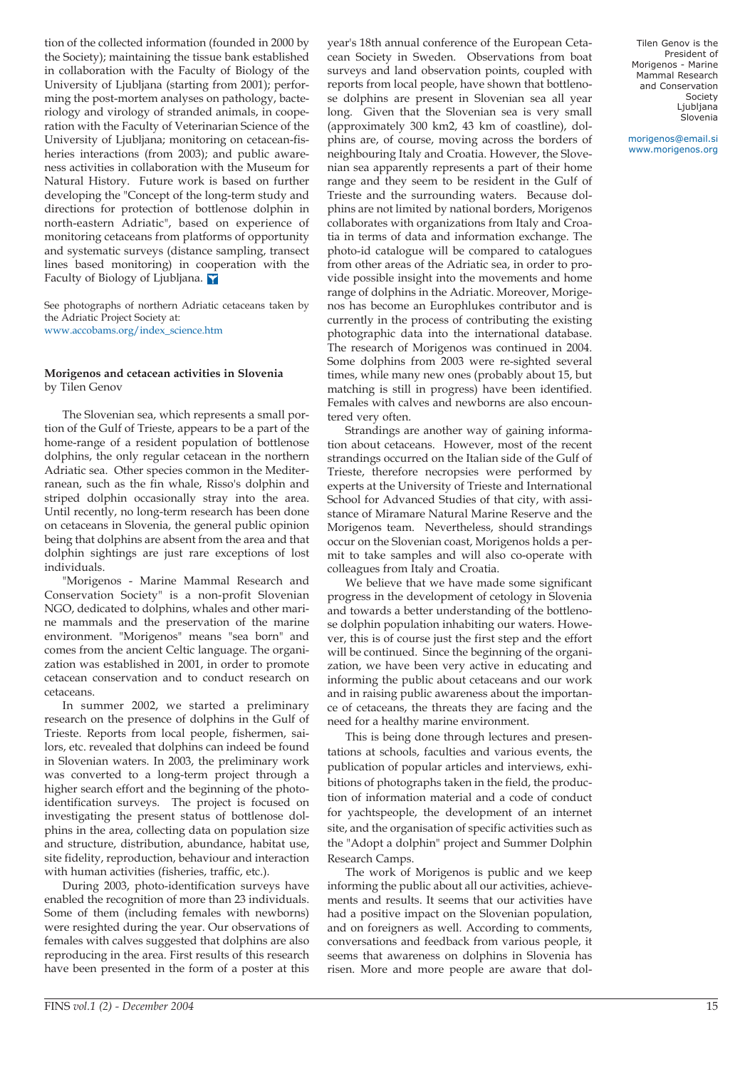tion of the collected information (founded in 2000 by the Society); maintaining the tissue bank established in collaboration with the Faculty of Biology of the University of Ljubljana (starting from 2001); performing the post-mortem analyses on pathology, bacteriology and virology of stranded animals, in cooperation with the Faculty of Veterinarian Science of the University of Ljubljana; monitoring on cetacean-fisheries interactions (from 2003); and public awareness activities in collaboration with the Museum for Natural History. Future work is based on further developing the "Concept of the long-term study and directions for protection of bottlenose dolphin in north-eastern Adriatic", based on experience of monitoring cetaceans from platforms of opportunity and systematic surveys (distance sampling, transect lines based monitoring) in cooperation with the Faculty of Biology of Ljubljana.

See photographs of northern Adriatic cetaceans taken by the Adriatic Project Society at:
www.accobams.org/index_science.htm

**Morigenos and cetacean activities in Slovenia**
by Tilen Genov

Tilen Genov is the President of Morigenos - Marine Mammal Research and Conservation Society Ljubljana Slovenia

morigenos@email.si
www.morigenos.org

The Slovenian sea, which represents a small portion of the Gulf of Trieste, appears to be a part of the home-range of a resident population of bottlenose dolphins, the only regular cetacean in the northern Adriatic sea. Other species common in the Mediterranean, such as the fin whale, Risso's dolphin and striped dolphin occasionally stray into the area. Until recently, no long-term research has been done on cetaceans in Slovenia, the general public opinion being that dolphins are absent from the area and that dolphin sightings are just rare exceptions of lost individuals.

"Morigenos - Marine Mammal Research and Conservation Society" is a non-profit Slovenian NGO, dedicated to dolphins, whales and other marine mammals and the preservation of the marine environment. "Morigenos" means "sea born" and comes from the ancient Celtic language. The organization was established in 2001, in order to promote cetacean conservation and to conduct research on cetaceans.

In summer 2002, we started a preliminary research on the presence of dolphins in the Gulf of Trieste. Reports from local people, fishermen, sailors, etc. revealed that dolphins can indeed be found in Slovenian waters. In 2003, the preliminary work was converted to a long-term project through a higher search effort and the beginning of the photo-identification surveys. The project is focused on investigating the present status of bottlenose dolphins in the area, collecting data on population size and structure, distribution, abundance, habitat use, site fidelity, reproduction, behaviour and interaction with human activities (fisheries, traffic, etc.).

During 2003, photo-identification surveys have enabled the recognition of more than 23 individuals. Some of them (including females with newborns) were resighted during the year. Our observations of females with calves suggested that dolphins are also reproducing in the area. First results of this research have been presented in the form of a poster at this year's 18th annual conference of the European Cetacean Society in Sweden. Observations from boat surveys and land observation points, coupled with reports from local people, have shown that bottlenose dolphins are present in Slovenian sea all year long. Given that the Slovenian sea is very small (approximately 300 km2, 43 km of coastline), dolphins are, of course, moving across the borders of neighbouring Italy and Croatia. However, the Slovenian sea apparently represents a part of their home range and they seem to be resident in the Gulf of Trieste and the surrounding waters. Because dolphins are not limited by national borders, Morigenos collaborates with organizations from Italy and Croatia in terms of data and information exchange. The photo-id catalogue will be compared to catalogues from other areas of the Adriatic sea, in order to provide possible insight into the movements and home range of dolphins in the Adriatic. Moreover, Morigenos has become an Europhlukes contributor and is currently in the process of contributing the existing photographic data into the international database. The research of Morigenos was continued in 2004. Some dolphins from 2003 were re-sighted several times, while many new ones (probably about 15, but matching is still in progress) have been identified. Females with calves and newborns are also encountered very often.

Strandings are another way of gaining information about cetaceans. However, most of the recent strandings occurred on the Italian side of the Gulf of Trieste, therefore necropsies were performed by experts at the University of Trieste and International School for Advanced Studies of that city, with assistance of Miramare Natural Marine Reserve and the Morigenos team. Nevertheless, should strandings occur on the Slovenian coast, Morigenos holds a permit to take samples and will also co-operate with colleagues from Italy and Croatia.

We believe that we have made some significant progress in the development of cetology in Slovenia and towards a better understanding of the bottlenose dolphin population inhabiting our waters. However, this is of course just the first step and the effort will be continued. Since the beginning of the organization, we have been very active in educating and informing the public about cetaceans and our work and in raising public awareness about the importance of cetaceans, the threats they are facing and the need for a healthy marine environment.

This is being done through lectures and presentations at schools, faculties and various events, the publication of popular articles and interviews, exhibitions of photographs taken in the field, the production of information material and a code of conduct for yachtspeople, the development of an internet site, and the organisation of specific activities such as the "Adopt a dolphin" project and Summer Dolphin Research Camps.

The work of Morigenos is public and we keep informing the public about all our activities, achievements and results. It seems that our activities have had a positive impact on the Slovenian population, and on foreigners as well. According to comments, conversations and feedback from various people, it seems that awareness on dolphins in Slovenia has risen. More and more people are aware that dol-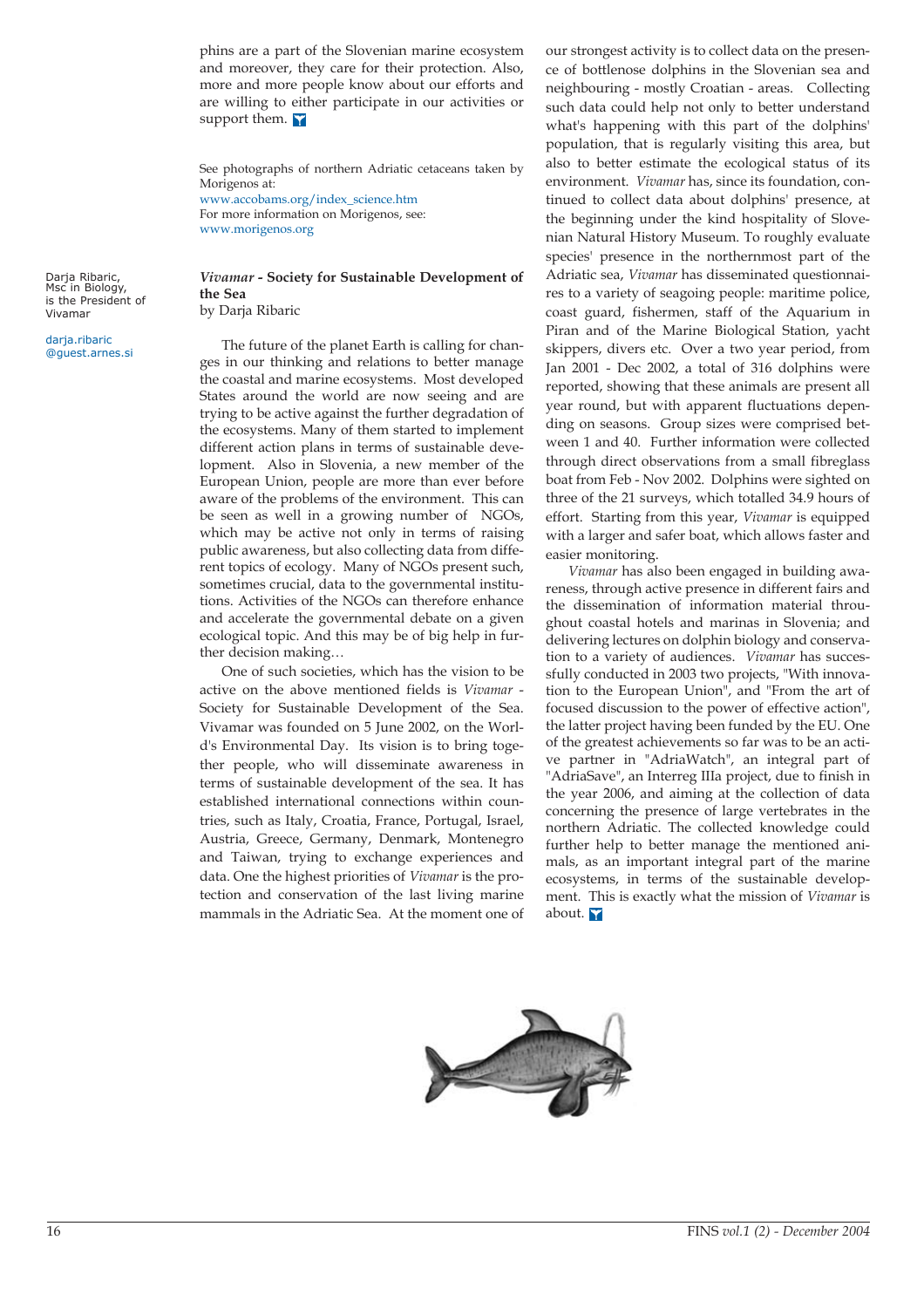phins are a part of the Slovenian marine ecosystem and moreover, they care for their protection. Also, more and more people know about our efforts and are willing to either participate in our activities or support them.

See photographs of northern Adriatic cetaceans taken by Morigenos at:
www.accobams.org/index_science.htm
For more information on Morigenos, see:
www.morigenos.org

## *Vivamar* - Society for Sustainable Development of the Sea

by Darja Ribaric

Darja Ribaric, Msc in Biology, is the President of Vivamar

darja.ribaric@guest.arnes.si

The future of the planet Earth is calling for changes in our thinking and relations to better manage the coastal and marine ecosystems. Most developed States around the world are now seeing and are trying to be active against the further degradation of the ecosystems. Many of them started to implement different action plans in terms of sustainable development. Also in Slovenia, a new member of the European Union, people are more than ever before aware of the problems of the environment. This can be seen as well in a growing number of NGOs, which may be active not only in terms of raising public awareness, but also collecting data from different topics of ecology. Many of NGOs present such, sometimes crucial, data to the governmental institutions. Activities of the NGOs can therefore enhance and accelerate the governmental debate on a given ecological topic. And this may be of big help in further decision making…

One of such societies, which has the vision to be active on the above mentioned fields is *Vivamar* - Society for Sustainable Development of the Sea. Vivamar was founded on 5 June 2002, on the World's Environmental Day. Its vision is to bring together people, who will disseminate awareness in terms of sustainable development of the sea. It has established international connections within countries, such as Italy, Croatia, France, Portugal, Israel, Austria, Greece, Germany, Denmark, Montenegro and Taiwan, trying to exchange experiences and data. One the highest priorities of *Vivamar* is the protection and conservation of the last living marine mammals in the Adriatic Sea. At the moment one of our strongest activity is to collect data on the presence of bottlenose dolphins in the Slovenian sea and neighbouring - mostly Croatian - areas. Collecting such data could help not only to better understand what's happening with this part of the dolphins' population, that is regularly visiting this area, but also to better estimate the ecological status of its environment. *Vivamar* has, since its foundation, continued to collect data about dolphins' presence, at the beginning under the kind hospitality of Slovenian Natural History Museum. To roughly evaluate species' presence in the northernmost part of the Adriatic sea, *Vivamar* has disseminated questionnaires to a variety of seagoing people: maritime police, coast guard, fishermen, staff of the Aquarium in Piran and of the Marine Biological Station, yacht skippers, divers etc. Over a two year period, from Jan 2001 - Dec 2002, a total of 316 dolphins were reported, showing that these animals are present all year round, but with apparent fluctuations depending on seasons. Group sizes were comprised between 1 and 40. Further information were collected through direct observations from a small fibreglass boat from Feb - Nov 2002. Dolphins were sighted on three of the 21 surveys, which totalled 34.9 hours of effort. Starting from this year, *Vivamar* is equipped with a larger and safer boat, which allows faster and easier monitoring.

*Vivamar* has also been engaged in building awareness, through active presence in different fairs and the dissemination of information material throughout coastal hotels and marinas in Slovenia; and delivering lectures on dolphin biology and conservation to a variety of audiences. *Vivamar* has successfully conducted in 2003 two projects, "With innovation to the European Union", and "From the art of focused discussion to the power of effective action", the latter project having been funded by the EU. One of the greatest achievements so far was to be an active partner in "AdriaWatch", an integral part of "AdriaSave", an Interreg IIIa project, due to finish in the year 2006, and aiming at the collection of data concerning the presence of large vertebrates in the northern Adriatic. The collected knowledge could further help to better manage the mentioned animals, as an important integral part of the marine ecosystems, in terms of the sustainable development. This is exactly what the mission of *Vivamar* is about.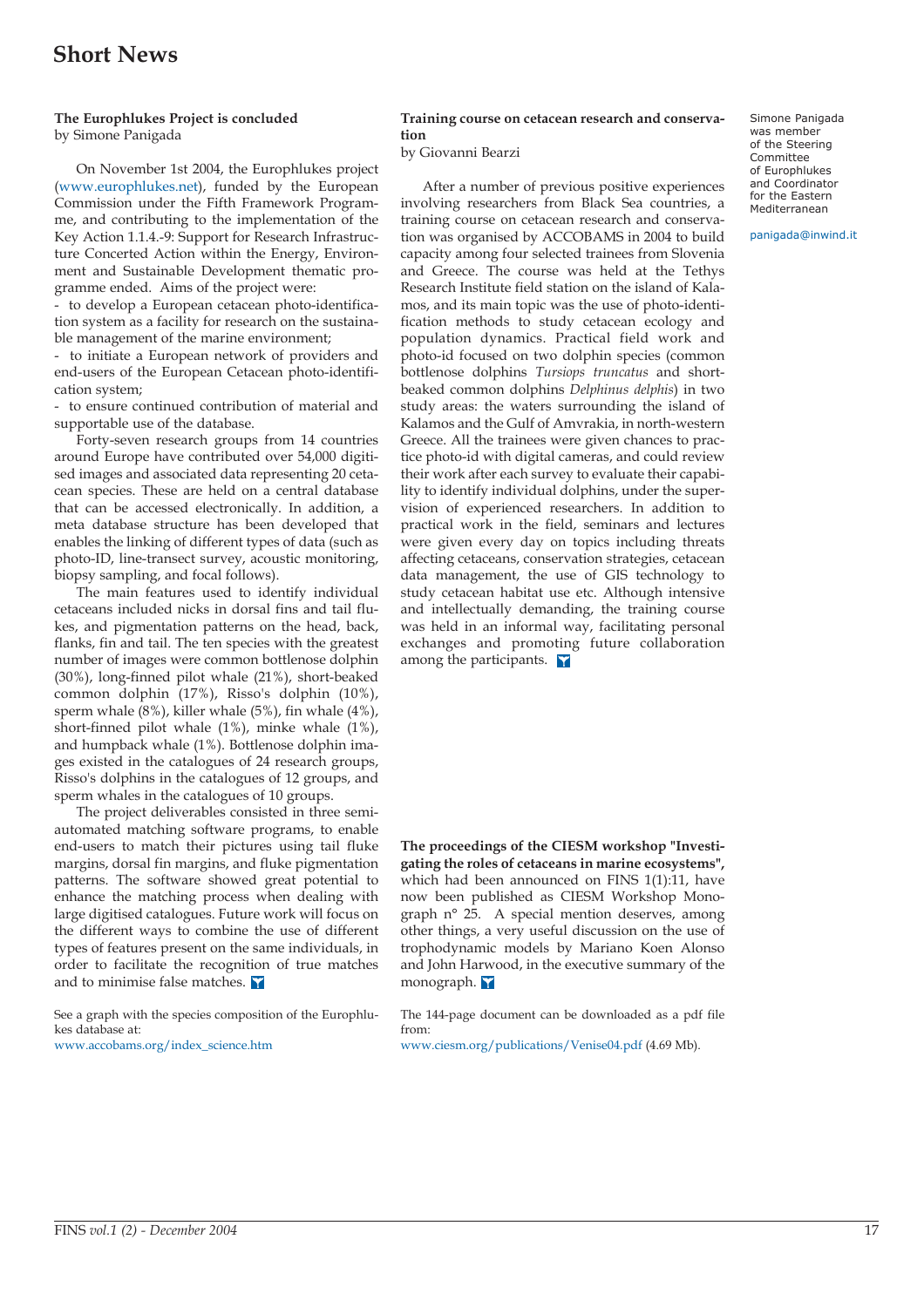# Short News

**The Europhlukes Project is concluded**
by Simone Panigada

On November 1st 2004, the Europhlukes project (www.europhlukes.net), funded by the European Commission under the Fifth Framework Programme, and contributing to the implementation of the Key Action 1.1.4.-9: Support for Research Infrastructure Concerted Action within the Energy, Environment and Sustainable Development thematic programme ended. Aims of the project were:

- to develop a European cetacean photo-identification system as a facility for research on the sustainable management of the marine environment;
- to initiate a European network of providers and end-users of the European Cetacean photo-identification system;
- to ensure continued contribution of material and supportable use of the database.

Forty-seven research groups from 14 countries around Europe have contributed over 54,000 digitised images and associated data representing 20 cetacean species. These are held on a central database that can be accessed electronically. In addition, a meta database structure has been developed that enables the linking of different types of data (such as photo-ID, line-transect survey, acoustic monitoring, biopsy sampling, and focal follows).

The main features used to identify individual cetaceans included nicks in dorsal fins and tail flukes, and pigmentation patterns on the head, back, flanks, fin and tail. The ten species with the greatest number of images were common bottlenose dolphin (30%), long-finned pilot whale (21%), short-beaked common dolphin (17%), Risso's dolphin (10%), sperm whale (8%), killer whale (5%), fin whale (4%), short-finned pilot whale (1%), minke whale (1%), and humpback whale (1%). Bottlenose dolphin images existed in the catalogues of 24 research groups, Risso's dolphins in the catalogues of 12 groups, and sperm whales in the catalogues of 10 groups.

The project deliverables consisted in three semi-automated matching software programs, to enable end-users to match their pictures using tail fluke margins, dorsal fin margins, and fluke pigmentation patterns. The software showed great potential to enhance the matching process when dealing with large digitised catalogues. Future work will focus on the different ways to combine the use of different types of features present on the same individuals, in order to facilitate the recognition of true matches and to minimise false matches.

See a graph with the species composition of the Europhlukes database at:
www.accobams.org/index_science.htm

Simone Panigada was member of the Steering Committee of Europhlukes and Coordinator for the Eastern Mediterranean

panigada@inwind.it

**Training course on cetacean research and conservation**
by Giovanni Bearzi

After a number of previous positive experiences involving researchers from Black Sea countries, a training course on cetacean research and conservation was organised by ACCOBAMS in 2004 to build capacity among four selected trainees from Slovenia and Greece. The course was held at the Tethys Research Institute field station on the island of Kalamos, and its main topic was the use of photo-identification methods to study cetacean ecology and population dynamics. Practical field work and photo-id focused on two dolphin species (common bottlenose dolphins *Tursiops truncatus* and short-beaked common dolphins *Delphinus delphis*) in two study areas: the waters surrounding the island of Kalamos and the Gulf of Amvrakia, in north-western Greece. All the trainees were given chances to practice photo-id with digital cameras, and could review their work after each survey to evaluate their capability to identify individual dolphins, under the supervision of experienced researchers. In addition to practical work in the field, seminars and lectures were given every day on topics including threats affecting cetaceans, conservation strategies, cetacean data management, the use of GIS technology to study cetacean habitat use etc. Although intensive and intellectually demanding, the training course was held in an informal way, facilitating personal exchanges and promoting future collaboration among the participants.

**The proceedings of the CIESM workshop "Investigating the roles of cetaceans in marine ecosystems",** which had been announced on FINS 1(1):11, have now been published as CIESM Workshop Monograph n° 25. A special mention deserves, among other things, a very useful discussion on the use of trophodynamic models by Mariano Koen Alonso and John Harwood, in the executive summary of the monograph.

The 144-page document can be downloaded as a pdf file from:
www.ciesm.org/publications/Venise04.pdf (4.69 Mb).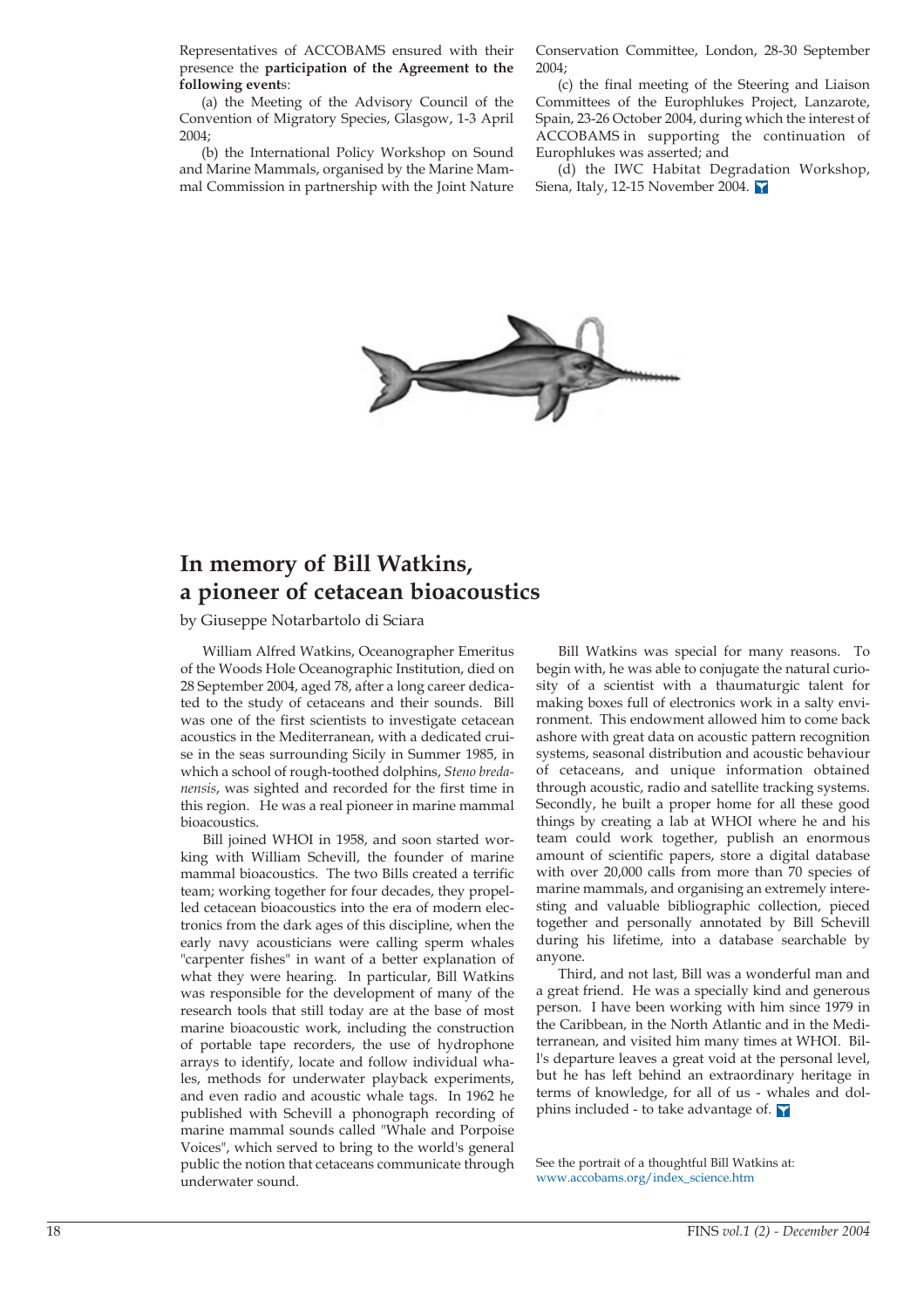Representatives of ACCOBAMS ensured with their presence the **participation of the Agreement to the following event**s:

(a) the Meeting of the Advisory Council of the Convention of Migratory Species, Glasgow, 1-3 April 2004;

(b) the International Policy Workshop on Sound and Marine Mammals, organised by the Marine Mammal Commission in partnership with the Joint Nature Conservation Committee, London, 28-30 September 2004;

(c) the final meeting of the Steering and Liaison Committees of the Europhlukes Project, Lanzarote, Spain, 23-26 October 2004, during which the interest of ACCOBAMS in supporting the continuation of Europhlukes was asserted; and

(d) the IWC Habitat Degradation Workshop, Siena, Italy, 12-15 November 2004.

# In memory of Bill Watkins, a pioneer of cetacean bioacoustics

by Giuseppe Notarbartolo di Sciara

William Alfred Watkins, Oceanographer Emeritus of the Woods Hole Oceanographic Institution, died on 28 September 2004, aged 78, after a long career dedicated to the study of cetaceans and their sounds. Bill was one of the first scientists to investigate cetacean acoustics in the Mediterranean, with a dedicated cruise in the seas surrounding Sicily in Summer 1985, in which a school of rough-toothed dolphins, *Steno bredanensis*, was sighted and recorded for the first time in this region. He was a real pioneer in marine mammal bioacoustics.

Bill joined WHOI in 1958, and soon started working with William Schevill, the founder of marine mammal bioacoustics. The two Bills created a terrific team; working together for four decades, they propelled cetacean bioacoustics into the era of modern electronics from the dark ages of this discipline, when the early navy acousticians were calling sperm whales "carpenter fishes" in want of a better explanation of what they were hearing. In particular, Bill Watkins was responsible for the development of many of the research tools that still today are at the base of most marine bioacoustic work, including the construction of portable tape recorders, the use of hydrophone arrays to identify, locate and follow individual whales, methods for underwater playback experiments, and even radio and acoustic whale tags. In 1962 he published with Schevill a phonograph recording of marine mammal sounds called "Whale and Porpoise Voices", which served to bring to the world's general public the notion that cetaceans communicate through underwater sound.

Bill Watkins was special for many reasons. To begin with, he was able to conjugate the natural curiosity of a scientist with a thaumaturgic talent for making boxes full of electronics work in a salty environment. This endowment allowed him to come back ashore with great data on acoustic pattern recognition systems, seasonal distribution and acoustic behaviour of cetaceans, and unique information obtained through acoustic, radio and satellite tracking systems. Secondly, he built a proper home for all these good things by creating a lab at WHOI where he and his team could work together, publish an enormous amount of scientific papers, store a digital database with over 20,000 calls from more than 70 species of marine mammals, and organising an extremely interesting and valuable bibliographic collection, pieced together and personally annotated by Bill Schevill during his lifetime, into a database searchable by anyone.

Third, and not last, Bill was a wonderful man and a great friend. He was a specially kind and generous person. I have been working with him since 1979 in the Caribbean, in the North Atlantic and in the Mediterranean, and visited him many times at WHOI. Bill's departure leaves a great void at the personal level, but he has left behind an extraordinary heritage in terms of knowledge, for all of us - whales and dolphins included - to take advantage of.

See the portrait of a thoughtful Bill Watkins at: www.accobams.org/index_science.htm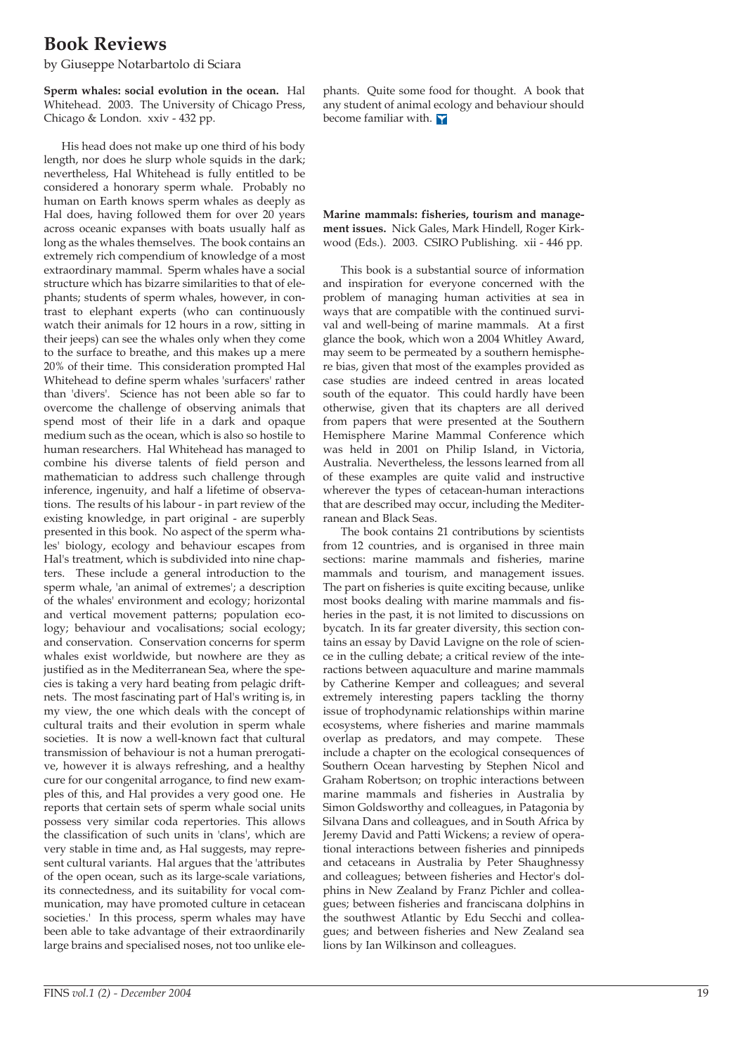# Book Reviews

by Giuseppe Notarbartolo di Sciara

**Sperm whales: social evolution in the ocean.** Hal Whitehead. 2003. The University of Chicago Press, Chicago & London. xxiv - 432 pp.

His head does not make up one third of his body length, nor does he slurp whole squids in the dark; nevertheless, Hal Whitehead is fully entitled to be considered a honorary sperm whale. Probably no human on Earth knows sperm whales as deeply as Hal does, having followed them for over 20 years across oceanic expanses with boats usually half as long as the whales themselves. The book contains an extremely rich compendium of knowledge of a most extraordinary mammal. Sperm whales have a social structure which has bizarre similarities to that of elephants; students of sperm whales, however, in contrast to elephant experts (who can continuously watch their animals for 12 hours in a row, sitting in their jeeps) can see the whales only when they come to the surface to breathe, and this makes up a mere 20% of their time. This consideration prompted Hal Whitehead to define sperm whales 'surfacers' rather than 'divers'. Science has not been able so far to overcome the challenge of observing animals that spend most of their life in a dark and opaque medium such as the ocean, which is also so hostile to human researchers. Hal Whitehead has managed to combine his diverse talents of field person and mathematician to address such challenge through inference, ingenuity, and half a lifetime of observations. The results of his labour - in part review of the existing knowledge, in part original - are superbly presented in this book. No aspect of the sperm whales' biology, ecology and behaviour escapes from Hal's treatment, which is subdivided into nine chapters. These include a general introduction to the sperm whale, 'an animal of extremes'; a description of the whales' environment and ecology; horizontal and vertical movement patterns; population ecology; behaviour and vocalisations; social ecology; and conservation. Conservation concerns for sperm whales exist worldwide, but nowhere are they as justified as in the Mediterranean Sea, where the species is taking a very hard beating from pelagic driftnets. The most fascinating part of Hal's writing is, in my view, the one which deals with the concept of cultural traits and their evolution in sperm whale societies. It is now a well-known fact that cultural transmission of behaviour is not a human prerogative, however it is always refreshing, and a healthy cure for our congenital arrogance, to find new examples of this, and Hal provides a very good one. He reports that certain sets of sperm whale social units possess very similar coda repertories. This allows the classification of such units in 'clans', which are very stable in time and, as Hal suggests, may represent cultural variants. Hal argues that the 'attributes of the open ocean, such as its large-scale variations, its connectedness, and its suitability for vocal communication, may have promoted culture in cetacean societies.' In this process, sperm whales may have been able to take advantage of their extraordinarily large brains and specialised noses, not too unlike elephants. Quite some food for thought. A book that any student of animal ecology and behaviour should become familiar with.

**Marine mammals: fisheries, tourism and management issues.** Nick Gales, Mark Hindell, Roger Kirkwood (Eds.). 2003. CSIRO Publishing. xii - 446 pp.

This book is a substantial source of information and inspiration for everyone concerned with the problem of managing human activities at sea in ways that are compatible with the continued survival and well-being of marine mammals. At a first glance the book, which won a 2004 Whitley Award, may seem to be permeated by a southern hemisphere bias, given that most of the examples provided as case studies are indeed centred in areas located south of the equator. This could hardly have been otherwise, given that its chapters are all derived from papers that were presented at the Southern Hemisphere Marine Mammal Conference which was held in 2001 on Philip Island, in Victoria, Australia. Nevertheless, the lessons learned from all of these examples are quite valid and instructive wherever the types of cetacean-human interactions that are described may occur, including the Mediterranean and Black Seas.

The book contains 21 contributions by scientists from 12 countries, and is organised in three main sections: marine mammals and fisheries, marine mammals and tourism, and management issues. The part on fisheries is quite exciting because, unlike most books dealing with marine mammals and fisheries in the past, it is not limited to discussions on bycatch. In its far greater diversity, this section contains an essay by David Lavigne on the role of science in the culling debate; a critical review of the interactions between aquaculture and marine mammals by Catherine Kemper and colleagues; and several extremely interesting papers tackling the thorny issue of trophodynamic relationships within marine ecosystems, where fisheries and marine mammals overlap as predators, and may compete. These include a chapter on the ecological consequences of Southern Ocean harvesting by Stephen Nicol and Graham Robertson; on trophic interactions between marine mammals and fisheries in Australia by Simon Goldsworthy and colleagues, in Patagonia by Silvana Dans and colleagues, and in South Africa by Jeremy David and Patti Wickens; a review of operational interactions between fisheries and pinnipeds and cetaceans in Australia by Peter Shaughnessy and colleagues; between fisheries and Hector's dolphins in New Zealand by Franz Pichler and colleagues; between fisheries and franciscana dolphins in the southwest Atlantic by Edu Secchi and colleagues; and between fisheries and New Zealand sea lions by Ian Wilkinson and colleagues.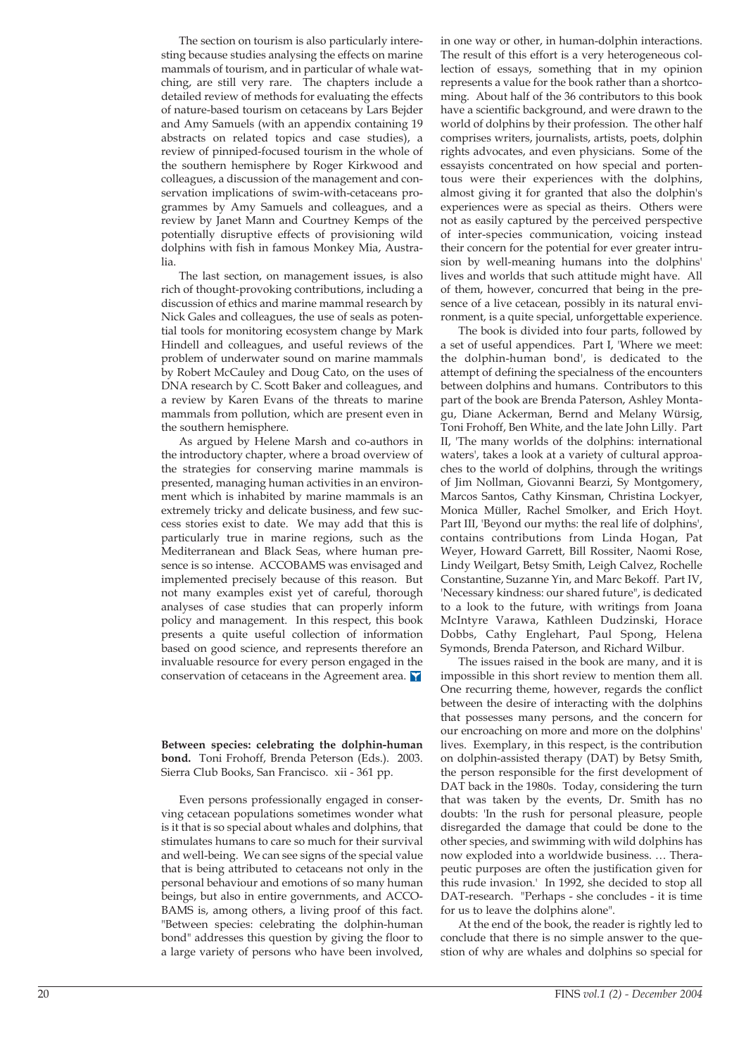The section on tourism is also particularly interesting because studies analysing the effects on marine mammals of tourism, and in particular of whale watching, are still very rare. The chapters include a detailed review of methods for evaluating the effects of nature-based tourism on cetaceans by Lars Bejder and Amy Samuels (with an appendix containing 19 abstracts on related topics and case studies), a review of pinniped-focused tourism in the whole of the southern hemisphere by Roger Kirkwood and colleagues, a discussion of the management and conservation implications of swim-with-cetaceans programmes by Amy Samuels and colleagues, and a review by Janet Mann and Courtney Kemps of the potentially disruptive effects of provisioning wild dolphins with fish in famous Monkey Mia, Australia.

The last section, on management issues, is also rich of thought-provoking contributions, including a discussion of ethics and marine mammal research by Nick Gales and colleagues, the use of seals as potential tools for monitoring ecosystem change by Mark Hindell and colleagues, and useful reviews of the problem of underwater sound on marine mammals by Robert McCauley and Doug Cato, on the uses of DNA research by C. Scott Baker and colleagues, and a review by Karen Evans of the threats to marine mammals from pollution, which are present even in the southern hemisphere.

As argued by Helene Marsh and co-authors in the introductory chapter, where a broad overview of the strategies for conserving marine mammals is presented, managing human activities in an environment which is inhabited by marine mammals is an extremely tricky and delicate business, and few success stories exist to date. We may add that this is particularly true in marine regions, such as the Mediterranean and Black Seas, where human presence is so intense. ACCOBAMS was envisaged and implemented precisely because of this reason. But not many examples exist yet of careful, thorough analyses of case studies that can properly inform policy and management. In this respect, this book presents a quite useful collection of information based on good science, and represents therefore an invaluable resource for every person engaged in the conservation of cetaceans in the Agreement area.

**Between species: celebrating the dolphin-human bond.** Toni Frohoff, Brenda Peterson (Eds.). 2003. Sierra Club Books, San Francisco. xii - 361 pp.

Even persons professionally engaged in conserving cetacean populations sometimes wonder what is it that is so special about whales and dolphins, that stimulates humans to care so much for their survival and well-being. We can see signs of the special value that is being attributed to cetaceans not only in the personal behaviour and emotions of so many human beings, but also in entire governments, and ACCOBAMS is, among others, a living proof of this fact. "Between species: celebrating the dolphin-human bond" addresses this question by giving the floor to a large variety of persons who have been involved, in one way or other, in human-dolphin interactions. The result of this effort is a very heterogeneous collection of essays, something that in my opinion represents a value for the book rather than a shortcoming. About half of the 36 contributors to this book have a scientific background, and were drawn to the world of dolphins by their profession. The other half comprises writers, journalists, artists, poets, dolphin rights advocates, and even physicians. Some of the essayists concentrated on how special and portentous were their experiences with the dolphins, almost giving it for granted that also the dolphin's experiences were as special as theirs. Others were not as easily captured by the perceived perspective of inter-species communication, voicing instead their concern for the potential for ever greater intrusion by well-meaning humans into the dolphins' lives and worlds that such attitude might have. All of them, however, concurred that being in the presence of a live cetacean, possibly in its natural environment, is a quite special, unforgettable experience.

The book is divided into four parts, followed by a set of useful appendices. Part I, 'Where we meet: the dolphin-human bond', is dedicated to the attempt of defining the specialness of the encounters between dolphins and humans. Contributors to this part of the book are Brenda Paterson, Ashley Montagu, Diane Ackerman, Bernd and Melany Würsig, Toni Frohoff, Ben White, and the late John Lilly. Part II, 'The many worlds of the dolphins: international waters', takes a look at a variety of cultural approaches to the world of dolphins, through the writings of Jim Nollman, Giovanni Bearzi, Sy Montgomery, Marcos Santos, Cathy Kinsman, Christina Lockyer, Monica Müller, Rachel Smolker, and Erich Hoyt. Part III, 'Beyond our myths: the real life of dolphins', contains contributions from Linda Hogan, Pat Weyer, Howard Garrett, Bill Rossiter, Naomi Rose, Lindy Weilgart, Betsy Smith, Leigh Calvez, Rochelle Constantine, Suzanne Yin, and Marc Bekoff. Part IV, 'Necessary kindness: our shared future", is dedicated to a look to the future, with writings from Joana McIntyre Varawa, Kathleen Dudzinski, Horace Dobbs, Cathy Englehart, Paul Spong, Helena Symonds, Brenda Paterson, and Richard Wilbur.

The issues raised in the book are many, and it is impossible in this short review to mention them all. One recurring theme, however, regards the conflict between the desire of interacting with the dolphins that possesses many persons, and the concern for our encroaching on more and more on the dolphins' lives. Exemplary, in this respect, is the contribution on dolphin-assisted therapy (DAT) by Betsy Smith, the person responsible for the first development of DAT back in the 1980s. Today, considering the turn that was taken by the events, Dr. Smith has no doubts: 'In the rush for personal pleasure, people disregarded the damage that could be done to the other species, and swimming with wild dolphins has now exploded into a worldwide business. … Therapeutic purposes are often the justification given for this rude invasion.' In 1992, she decided to stop all DAT-research. "Perhaps - she concludes - it is time for us to leave the dolphins alone".

At the end of the book, the reader is rightly led to conclude that there is no simple answer to the question of why are whales and dolphins so special for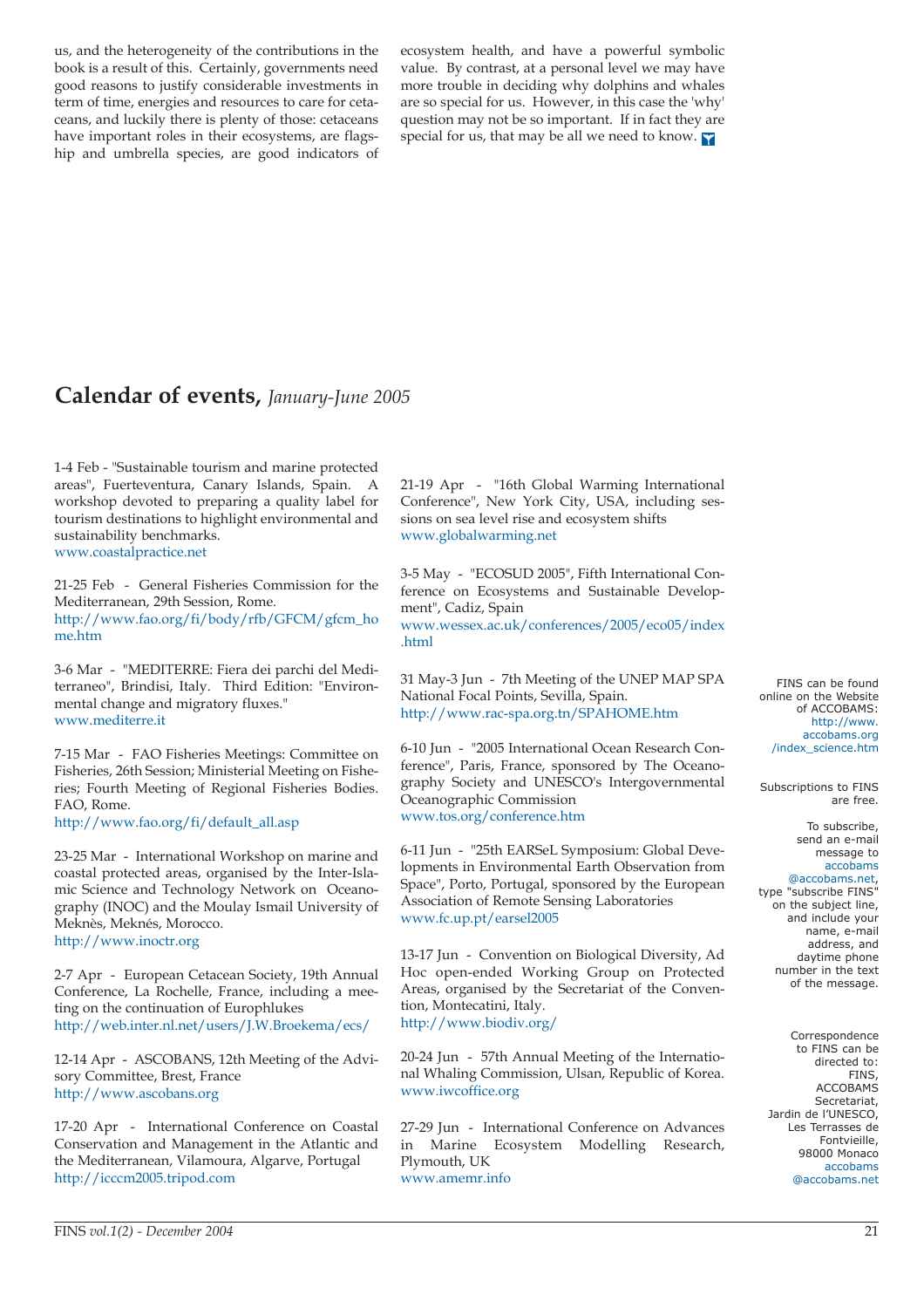us, and the heterogeneity of the contributions in the book is a result of this. Certainly, governments need good reasons to justify considerable investments in term of time, energies and resources to care for cetaceans, and luckily there is plenty of those: cetaceans have important roles in their ecosystems, are flagship and umbrella species, are good indicators of ecosystem health, and have a powerful symbolic value. By contrast, at a personal level we may have more trouble in deciding why dolphins and whales are so special for us. However, in this case the 'why' question may not be so important. If in fact they are special for us, that may be all we need to know.

## Calendar of events, *January-June 2005*

1-4 Feb - "Sustainable tourism and marine protected areas", Fuerteventura, Canary Islands, Spain. A workshop devoted to preparing a quality label for tourism destinations to highlight environmental and sustainability benchmarks.
www.coastalpractice.net

21-25 Feb - General Fisheries Commission for the Mediterranean, 29th Session, Rome.
http://www.fao.org/fi/body/rfb/GFCM/gfcm_home.htm

3-6 Mar - "MEDITERRE: Fiera dei parchi del Mediterraneo", Brindisi, Italy. Third Edition: "Environmental change and migratory fluxes."
www.mediterre.it

7-15 Mar - FAO Fisheries Meetings: Committee on Fisheries, 26th Session; Ministerial Meeting on Fisheries; Fourth Meeting of Regional Fisheries Bodies. FAO, Rome.
http://www.fao.org/fi/default_all.asp

23-25 Mar - International Workshop on marine and coastal protected areas, organised by the Inter-Islamic Science and Technology Network on Oceanography (INOC) and the Moulay Ismail University of Meknès, Meknés, Morocco.
http://www.inoctr.org

2-7 Apr - European Cetacean Society, 19th Annual Conference, La Rochelle, France, including a meeting on the continuation of Europhlukes
http://web.inter.nl.net/users/J.W.Broekema/ecs/

12-14 Apr - ASCOBANS, 12th Meeting of the Advisory Committee, Brest, France
http://www.ascobans.org

17-20 Apr - International Conference on Coastal Conservation and Management in the Atlantic and the Mediterranean, Vilamoura, Algarve, Portugal
http://icccm2005.tripod.com

21-19 Apr - "16th Global Warming International Conference", New York City, USA, including sessions on sea level rise and ecosystem shifts
www.globalwarming.net

3-5 May - "ECOSUD 2005", Fifth International Conference on Ecosystems and Sustainable Development", Cadiz, Spain
www.wessex.ac.uk/conferences/2005/eco05/index.html

31 May-3 Jun - 7th Meeting of the UNEP MAP SPA National Focal Points, Sevilla, Spain.
http://www.rac-spa.org.tn/SPAHOME.htm

6-10 Jun - "2005 International Ocean Research Conference", Paris, France, sponsored by The Oceanography Society and UNESCO's Intergovernmental Oceanographic Commission
www.tos.org/conference.htm

6-11 Jun - "25th EARSeL Symposium: Global Developments in Environmental Earth Observation from Space", Porto, Portugal, sponsored by the European Association of Remote Sensing Laboratories
www.fc.up.pt/earsel2005

13-17 Jun - Convention on Biological Diversity, Ad Hoc open-ended Working Group on Protected Areas, organised by the Secretariat of the Convention, Montecatini, Italy.
http://www.biodiv.org/

20-24 Jun - 57th Annual Meeting of the International Whaling Commission, Ulsan, Republic of Korea.
www.iwcoffice.org

27-29 Jun - International Conference on Advances in Marine Ecosystem Modelling Research, Plymouth, UK
www.amemr.info

FINS can be found online on the Website of ACCOBAMS: http://www.accobams.org/index_science.htm

Subscriptions to FINS are free.

To subscribe, send an e-mail message to accobams@accobams.net, type "subscribe FINS" on the subject line, and include your name, e-mail address, and daytime phone number in the text of the message.

Correspondence to FINS can be directed to: FINS, ACCOBAMS Secretariat, Jardin de l'UNESCO, Les Terrasses de Fontvieille, 98000 Monaco
accobams@accobams.net